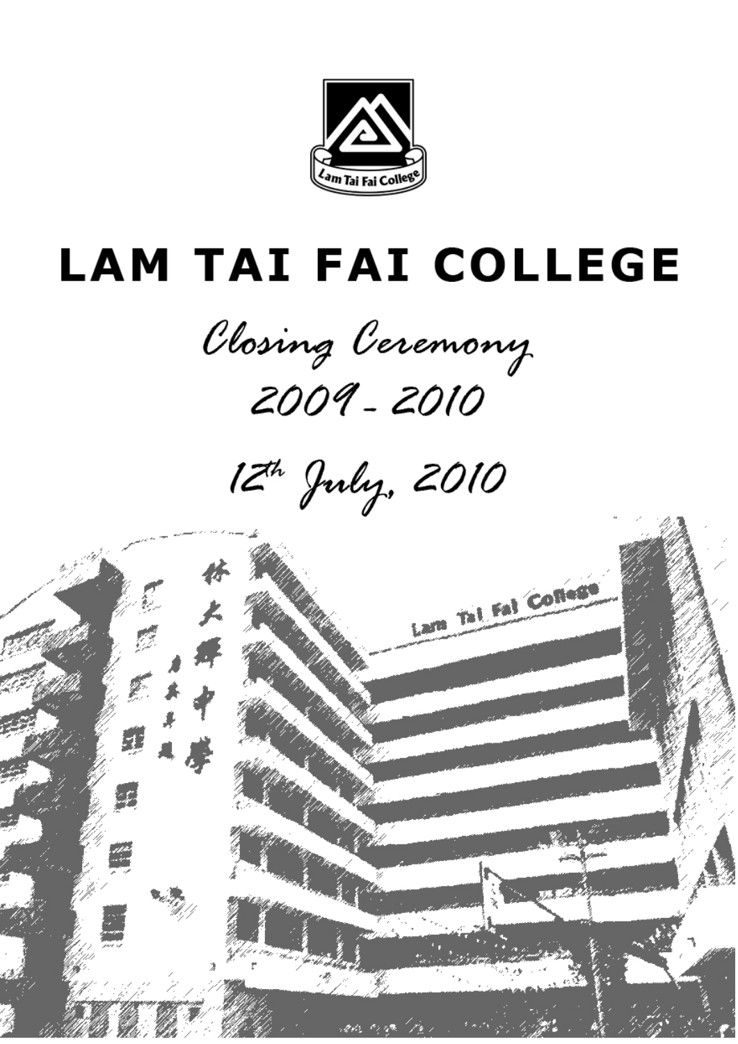# LAM TAI FAI COLLEGE

## *Closing Ceremony*

## *2009 - 2010*

## *12th July, 2010*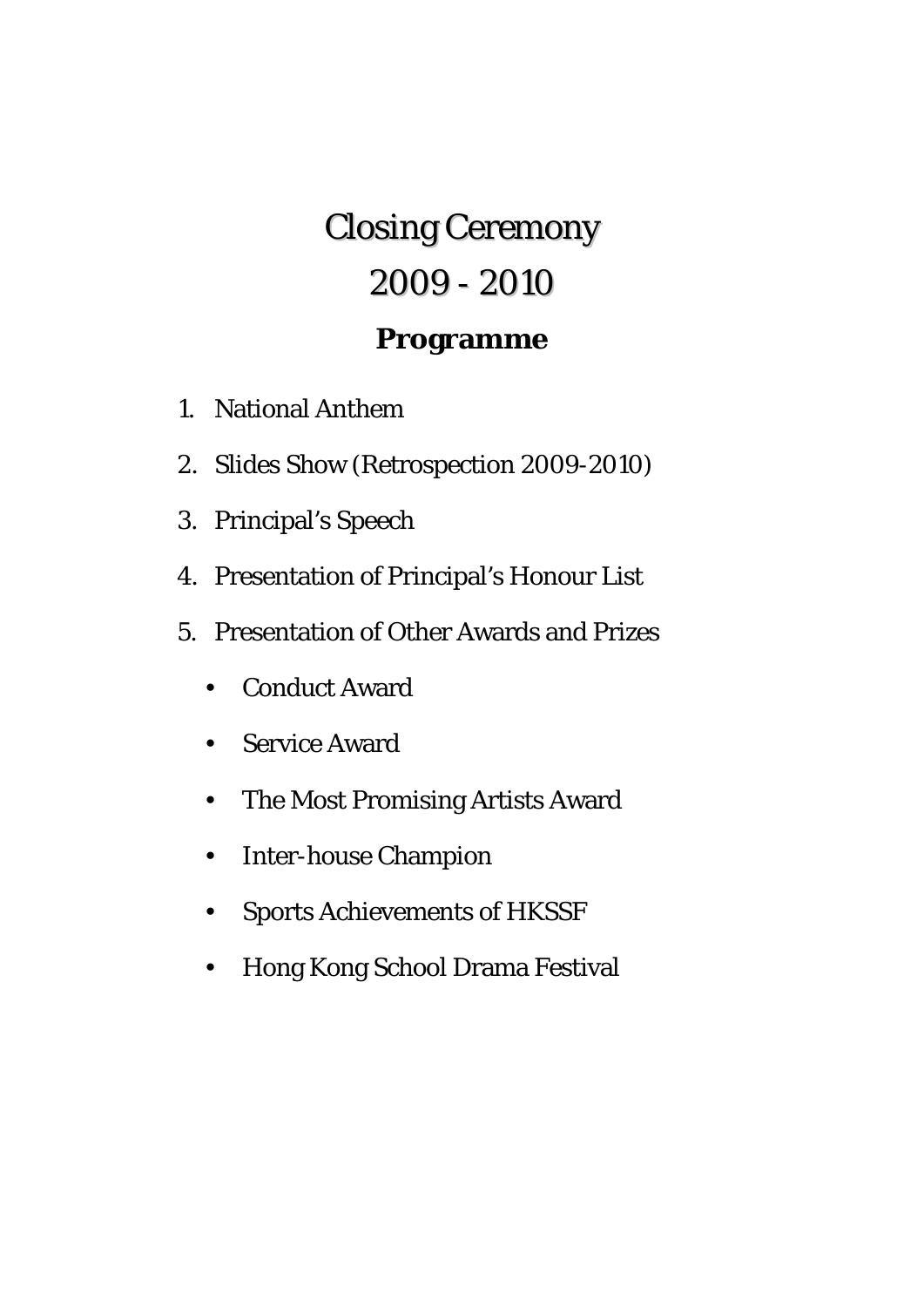# Closing Ceremony
# 2009 - 2010

## Programme

1. National Anthem
2. Slides Show (Retrospection 2009-2010)
3. Principal's Speech
4. Presentation of Principal's Honour List
5. Presentation of Other Awards and Prizes
   - Conduct Award
   - Service Award
   - The Most Promising Artists Award
   - Inter-house Champion
   - Sports Achievements of HKSSF
   - Hong Kong School Drama Festival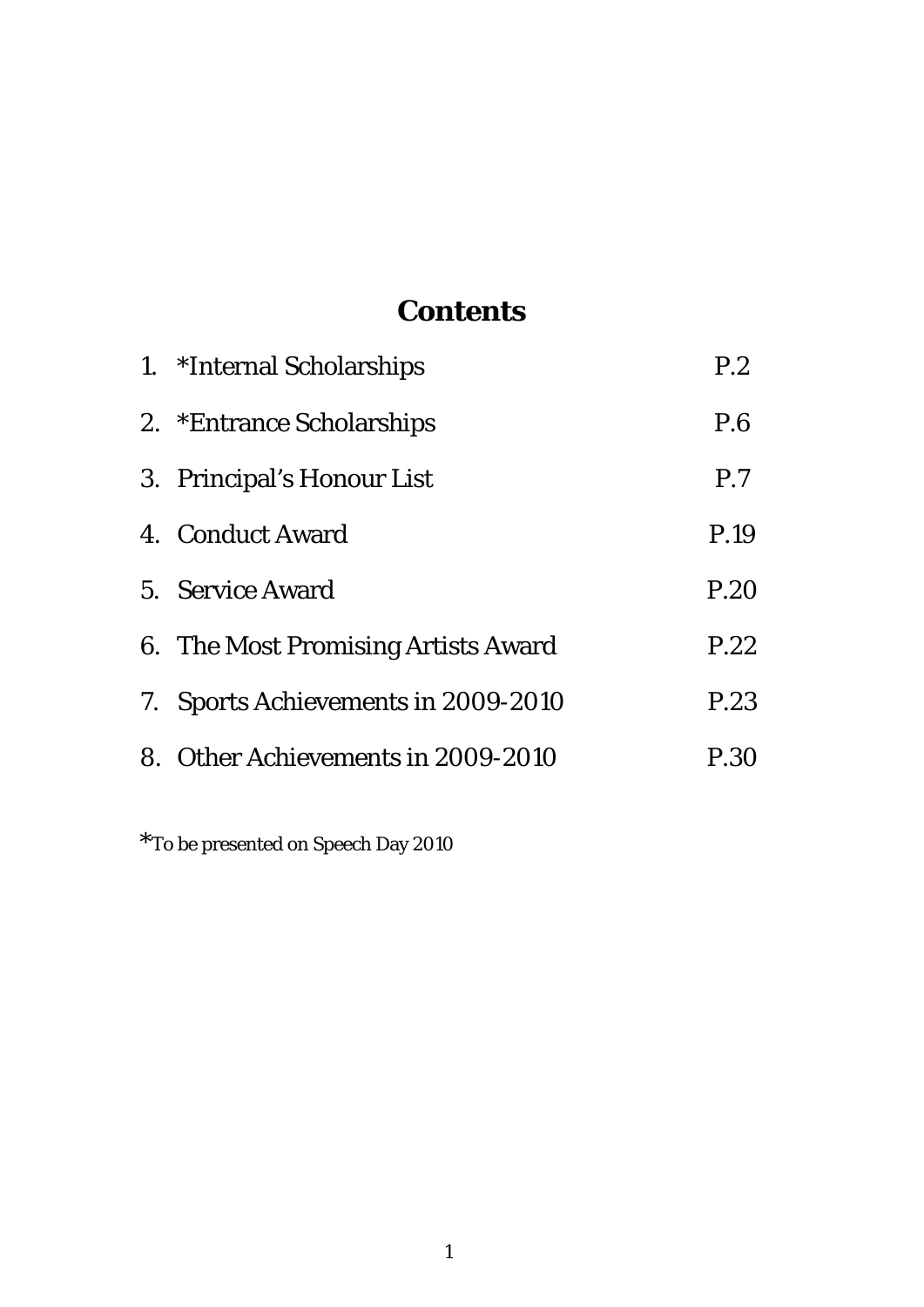# Contents

| | | |
|---|---|---|
| 1. | *Internal Scholarships | P.2 |
| 2. | *Entrance Scholarships | P.6 |
| 3. | Principal's Honour List | P.7 |
| 4. | Conduct Award | P.19 |
| 5. | Service Award | P.20 |
| 6. | The Most Promising Artists Award | P.22 |
| 7. | Sports Achievements in 2009-2010 | P.23 |
| 8. | Other Achievements in 2009-2010 | P.30 |

*To be presented on Speech Day 2010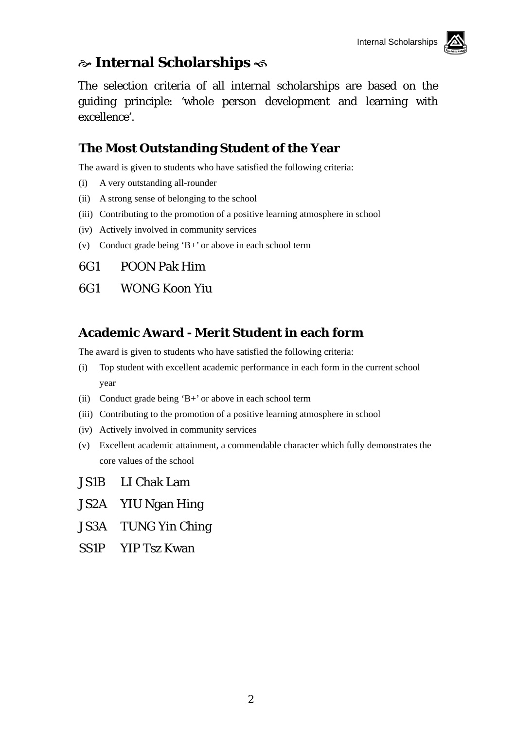# ☙ Internal Scholarships ❧

The selection criteria of all internal scholarships are based on the guiding principle: 'whole person development and learning with excellence'.

## The Most Outstanding Student of the Year

The award is given to students who have satisfied the following criteria:

(i) A very outstanding all-rounder

(ii) A strong sense of belonging to the school

(iii) Contributing to the promotion of a positive learning atmosphere in school

(iv) Actively involved in community services

(v) Conduct grade being 'B+' or above in each school term

6G1 POON Pak Him

6G1 WONG Koon Yiu

## Academic Award - Merit Student in each form

The award is given to students who have satisfied the following criteria:

(i) Top student with excellent academic performance in each form in the current school year

(ii) Conduct grade being 'B+' or above in each school term

(iii) Contributing to the promotion of a positive learning atmosphere in school

(iv) Actively involved in community services

(v) Excellent academic attainment, a commendable character which fully demonstrates the core values of the school

JS1B LI Chak Lam

JS2A YIU Ngan Hing

JS3A TUNG Yin Ching

SS1P YIP Tsz Kwan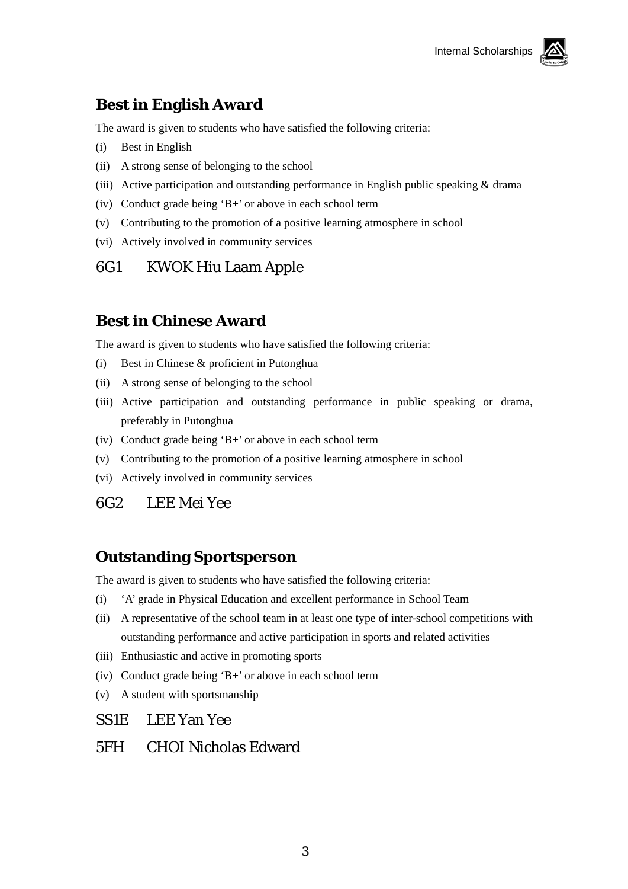## Best in English Award

The award is given to students who have satisfied the following criteria:

(i) Best in English

(ii) A strong sense of belonging to the school

(iii) Active participation and outstanding performance in English public speaking & drama

(iv) Conduct grade being 'B+' or above in each school term

(v) Contributing to the promotion of a positive learning atmosphere in school

(vi) Actively involved in community services

6G1 KWOK Hiu Laam Apple

## Best in Chinese Award

The award is given to students who have satisfied the following criteria:

(i) Best in Chinese & proficient in Putonghua

(ii) A strong sense of belonging to the school

(iii) Active participation and outstanding performance in public speaking or drama, preferably in Putonghua

(iv) Conduct grade being 'B+' or above in each school term

(v) Contributing to the promotion of a positive learning atmosphere in school

(vi) Actively involved in community services

6G2 LEE Mei Yee

## Outstanding Sportsperson

The award is given to students who have satisfied the following criteria:

(i) 'A' grade in Physical Education and excellent performance in School Team

(ii) A representative of the school team in at least one type of inter-school competitions with outstanding performance and active participation in sports and related activities

(iii) Enthusiastic and active in promoting sports

(iv) Conduct grade being 'B+' or above in each school term

(v) A student with sportsmanship

SS1E LEE Yan Yee

5FH CHOI Nicholas Edward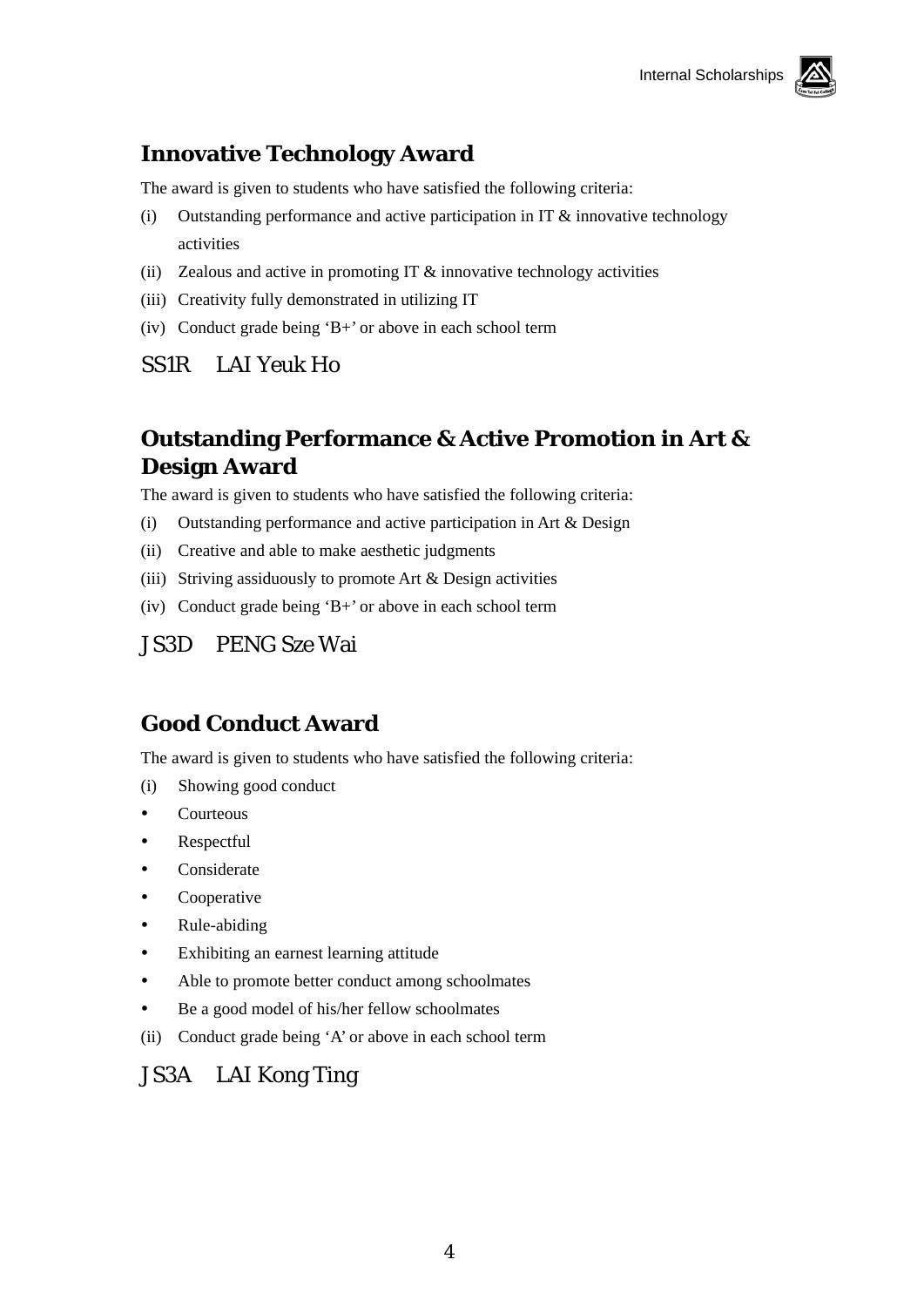## Innovative Technology Award

The award is given to students who have satisfied the following criteria:

(i) Outstanding performance and active participation in IT & innovative technology activities

(ii) Zealous and active in promoting IT & innovative technology activities

(iii) Creativity fully demonstrated in utilizing IT

(iv) Conduct grade being 'B+' or above in each school term

SS1R LAI Yeuk Ho

## Outstanding Performance & Active Promotion in Art & Design Award

The award is given to students who have satisfied the following criteria:

(i) Outstanding performance and active participation in Art & Design

(ii) Creative and able to make aesthetic judgments

(iii) Striving assiduously to promote Art & Design activities

(iv) Conduct grade being 'B+' or above in each school term

JS3D PENG Sze Wai

## Good Conduct Award

The award is given to students who have satisfied the following criteria:

(i) Showing good conduct

- Courteous
- Respectful
- Considerate
- Cooperative
- Rule-abiding
- Exhibiting an earnest learning attitude
- Able to promote better conduct among schoolmates
- Be a good model of his/her fellow schoolmates

(ii) Conduct grade being 'A' or above in each school term

JS3A LAI Kong Ting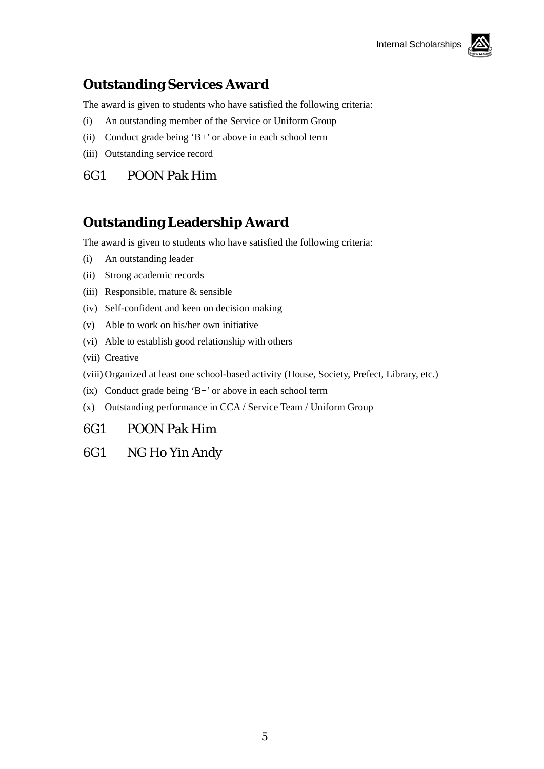## Outstanding Services Award

The award is given to students who have satisfied the following criteria:

(i) An outstanding member of the Service or Uniform Group

(ii) Conduct grade being ‘B+’ or above in each school term

(iii) Outstanding service record

6G1 POON Pak Him

## Outstanding Leadership Award

The award is given to students who have satisfied the following criteria:

(i) An outstanding leader

(ii) Strong academic records

(iii) Responsible, mature & sensible

(iv) Self-confident and keen on decision making

(v) Able to work on his/her own initiative

(vi) Able to establish good relationship with others

(vii) Creative

(viii) Organized at least one school-based activity (House, Society, Prefect, Library, etc.)

(ix) Conduct grade being ‘B+’ or above in each school term

(x) Outstanding performance in CCA / Service Team / Uniform Group

6G1 POON Pak Him

6G1 NG Ho Yin Andy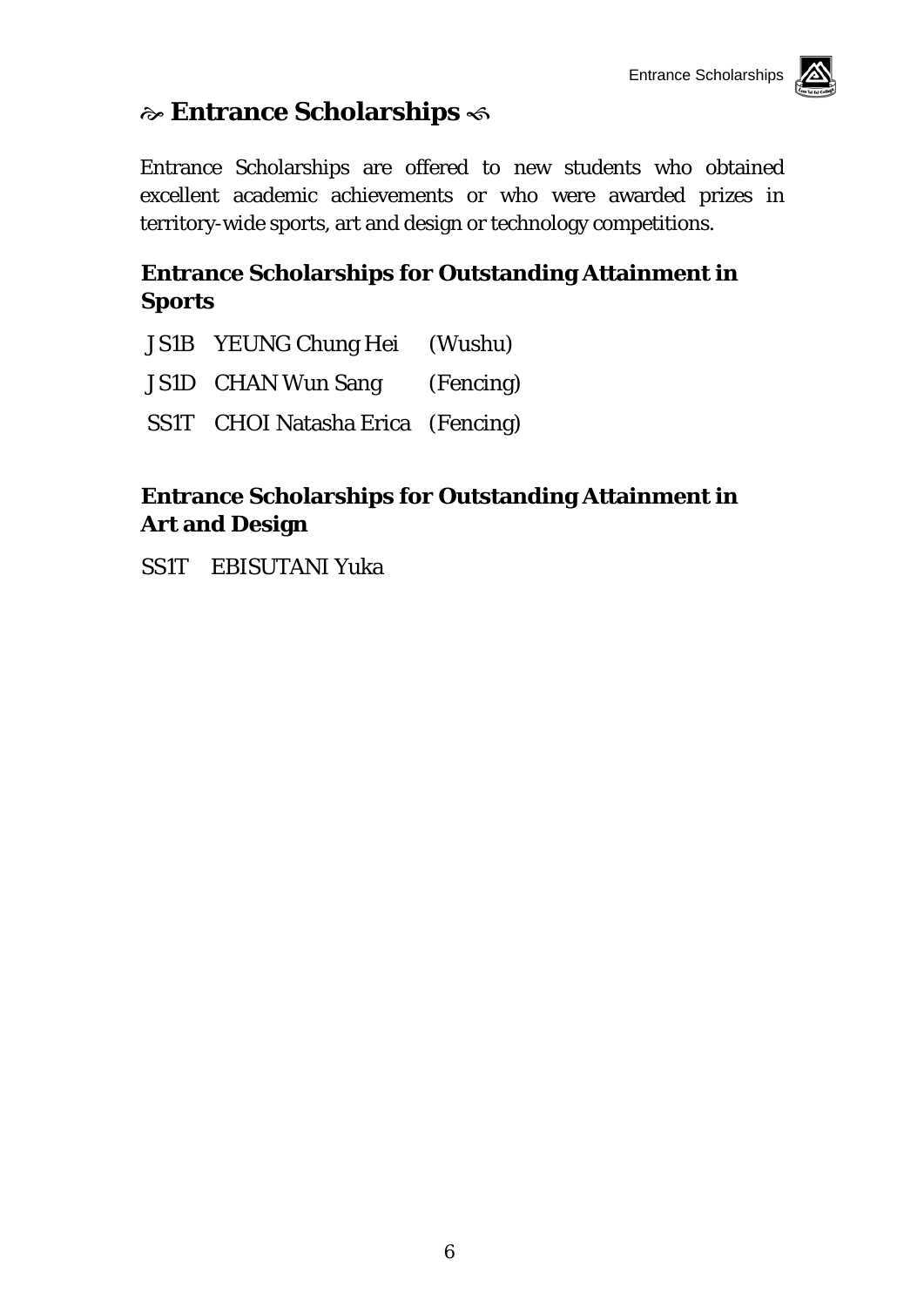# ☙ Entrance Scholarships ❧

Entrance Scholarships are offered to new students who obtained excellent academic achievements or who were awarded prizes in territory-wide sports, art and design or technology competitions.

## Entrance Scholarships for Outstanding Attainment in Sports

| | | |
|---|---|---|
| JS1B | YEUNG Chung Hei | (Wushu) |
| JS1D | CHAN Wun Sang | (Fencing) |
| SS1T | CHOI Natasha Erica | (Fencing) |

## Entrance Scholarships for Outstanding Attainment in Art and Design

SS1T EBISUTANI Yuka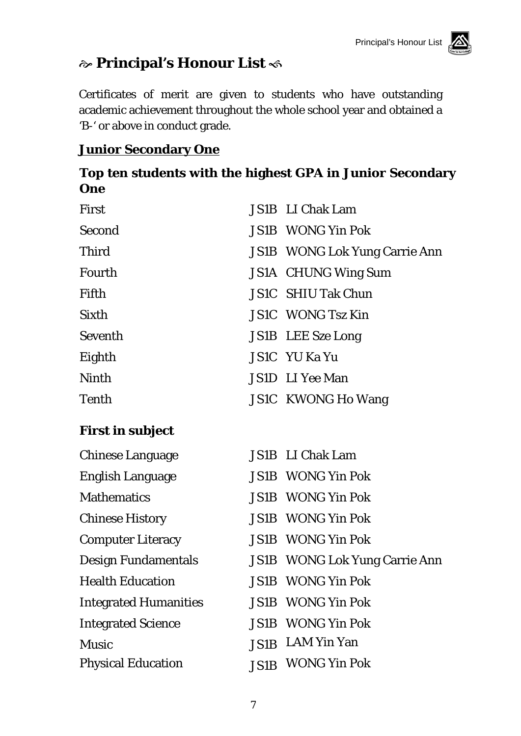# Principal's Honour List

Certificates of merit are given to students who have outstanding academic achievement throughout the whole school year and obtained a 'B-' or above in conduct grade.

## Junior Secondary One

### Top ten students with the highest GPA in Junior Secondary One

| | | |
|---|---|---|
| First | JS1B | LI Chak Lam |
| Second | JS1B | WONG Yin Pok |
| Third | JS1B | WONG Lok Yung Carrie Ann |
| Fourth | JS1A | CHUNG Wing Sum |
| Fifth | JS1C | SHIU Tak Chun |
| Sixth | JS1C | WONG Tsz Kin |
| Seventh | JS1B | LEE Sze Long |
| Eighth | JS1C | YU Ka Yu |
| Ninth | JS1D | LI Yee Man |
| Tenth | JS1C | KWONG Ho Wang |

### First in subject

| | | |
|---|---|---|
| Chinese Language | JS1B | LI Chak Lam |
| English Language | JS1B | WONG Yin Pok |
| Mathematics | JS1B | WONG Yin Pok |
| Chinese History | JS1B | WONG Yin Pok |
| Computer Literacy | JS1B | WONG Yin Pok |
| Design Fundamentals | JS1B | WONG Lok Yung Carrie Ann |
| Health Education | JS1B | WONG Yin Pok |
| Integrated Humanities | JS1B | WONG Yin Pok |
| Integrated Science | JS1B | WONG Yin Pok |
| Music | JS1B | LAM Yin Yan |
| Physical Education | JS1B | WONG Yin Pok |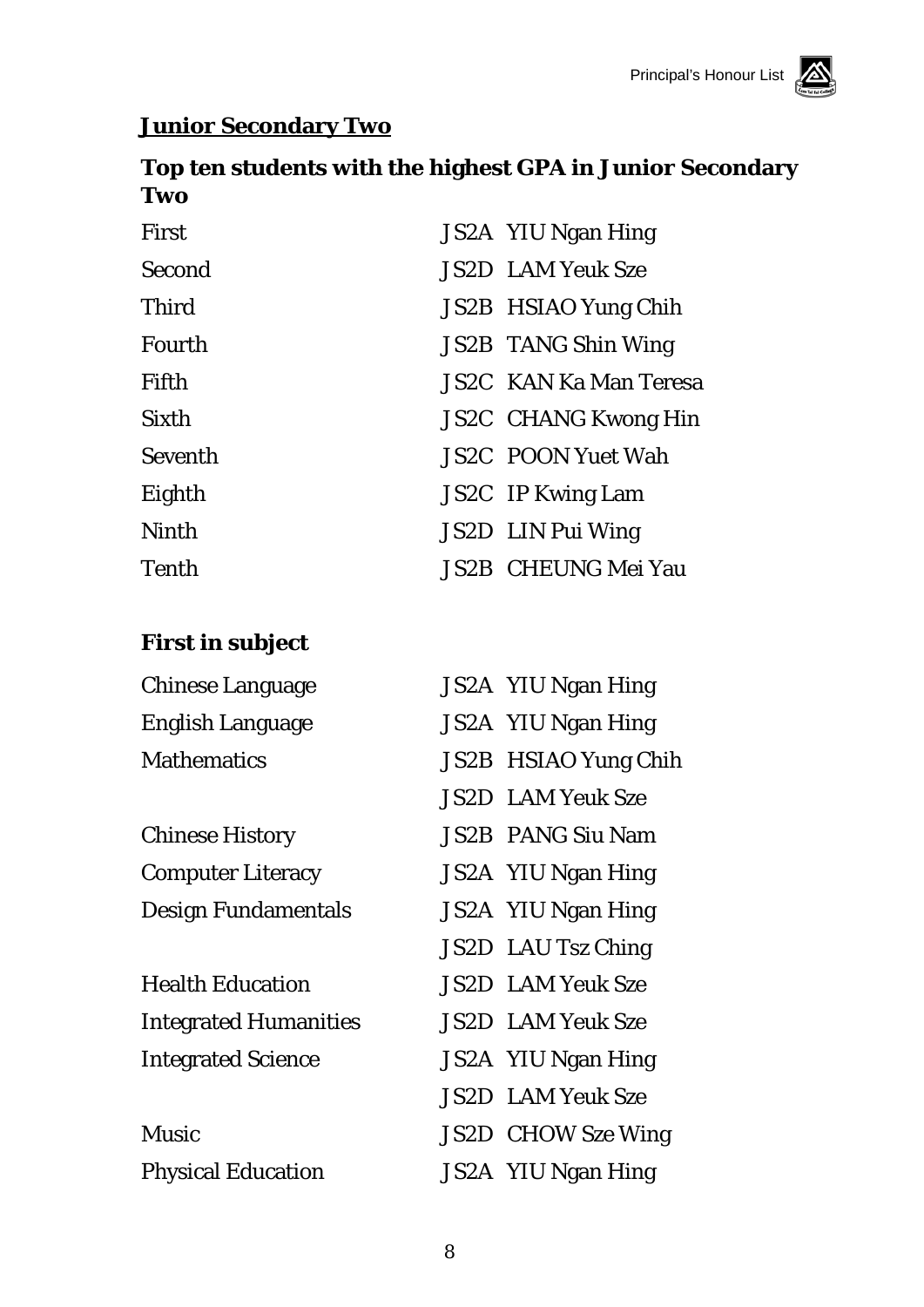## Junior Secondary Two

### Top ten students with the highest GPA in Junior Secondary Two

| | |
|---|---|
| First | JS2A YIU Ngan Hing |
| Second | JS2D LAM Yeuk Sze |
| Third | JS2B HSIAO Yung Chih |
| Fourth | JS2B TANG Shin Wing |
| Fifth | JS2C KAN Ka Man Teresa |
| Sixth | JS2C CHANG Kwong Hin |
| Seventh | JS2C POON Yuet Wah |
| Eighth | JS2C IP Kwing Lam |
| Ninth | JS2D LIN Pui Wing |
| Tenth | JS2B CHEUNG Mei Yau |

### First in subject

| | |
|---|---|
| Chinese Language | JS2A YIU Ngan Hing |
| English Language | JS2A YIU Ngan Hing |
| Mathematics | JS2B HSIAO Yung Chih |
| | JS2D LAM Yeuk Sze |
| Chinese History | JS2B PANG Siu Nam |
| Computer Literacy | JS2A YIU Ngan Hing |
| Design Fundamentals | JS2A YIU Ngan Hing |
| | JS2D LAU Tsz Ching |
| Health Education | JS2D LAM Yeuk Sze |
| Integrated Humanities | JS2D LAM Yeuk Sze |
| Integrated Science | JS2A YIU Ngan Hing |
| | JS2D LAM Yeuk Sze |
| Music | JS2D CHOW Sze Wing |
| Physical Education | JS2A YIU Ngan Hing |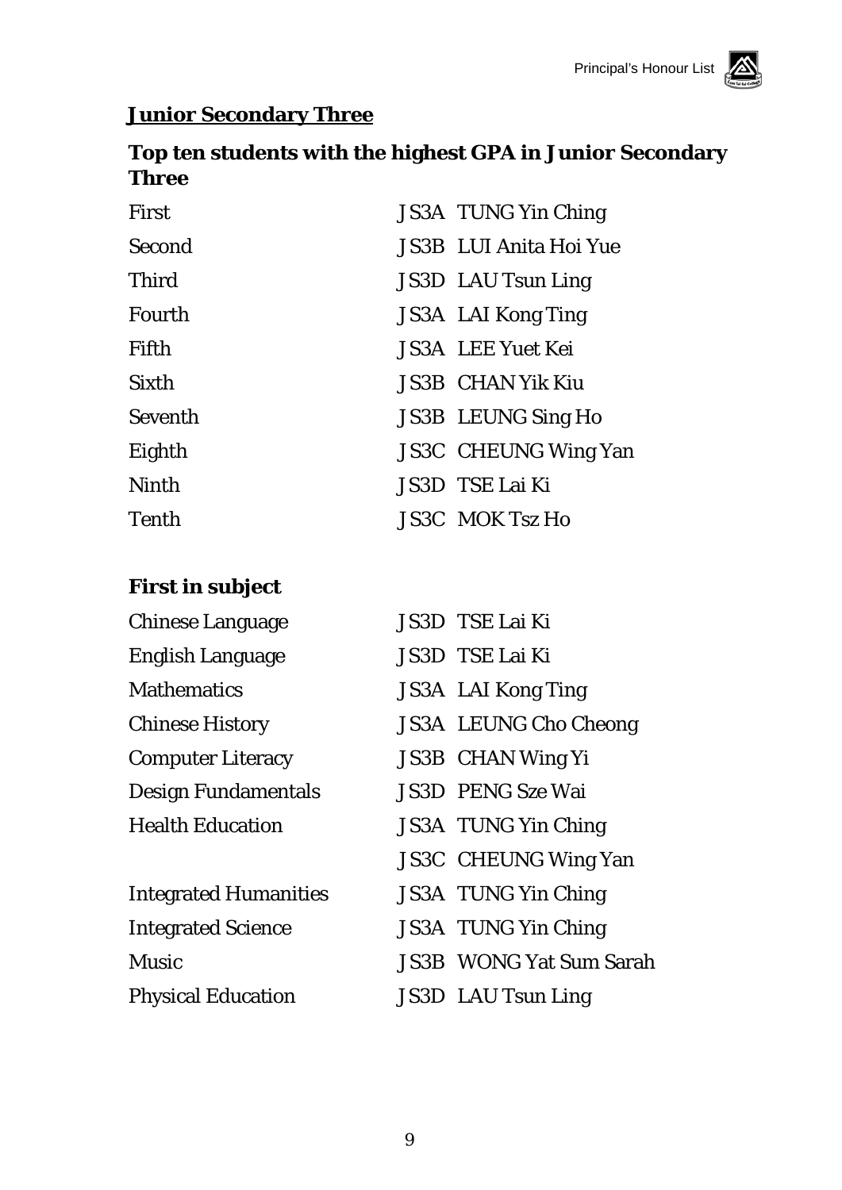## Junior Secondary Three

### Top ten students with the highest GPA in Junior Secondary Three

| | | |
|---|---|---|
| First | JS3A | TUNG Yin Ching |
| Second | JS3B | LUI Anita Hoi Yue |
| Third | JS3D | LAU Tsun Ling |
| Fourth | JS3A | LAI Kong Ting |
| Fifth | JS3A | LEE Yuet Kei |
| Sixth | JS3B | CHAN Yik Kiu |
| Seventh | JS3B | LEUNG Sing Ho |
| Eighth | JS3C | CHEUNG Wing Yan |
| Ninth | JS3D | TSE Lai Ki |
| Tenth | JS3C | MOK Tsz Ho |

### First in subject

| | | |
|---|---|---|
| Chinese Language | JS3D | TSE Lai Ki |
| English Language | JS3D | TSE Lai Ki |
| Mathematics | JS3A | LAI Kong Ting |
| Chinese History | JS3A | LEUNG Cho Cheong |
| Computer Literacy | JS3B | CHAN Wing Yi |
| Design Fundamentals | JS3D | PENG Sze Wai |
| Health Education | JS3A | TUNG Yin Ching |
| | JS3C | CHEUNG Wing Yan |
| Integrated Humanities | JS3A | TUNG Yin Ching |
| Integrated Science | JS3A | TUNG Yin Ching |
| Music | JS3B | WONG Yat Sum Sarah |
| Physical Education | JS3D | LAU Tsun Ling |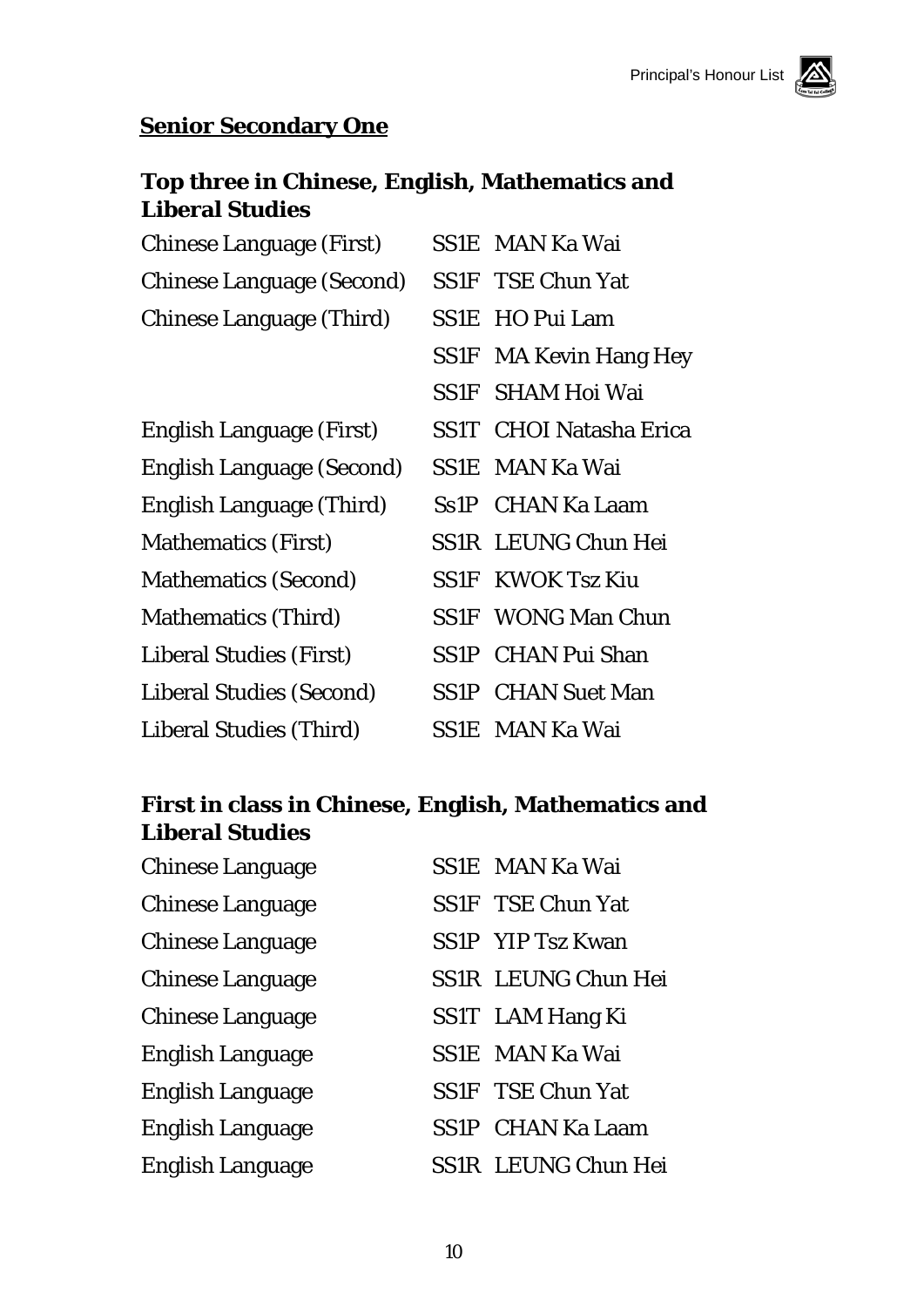## Senior Secondary One

### Top three in Chinese, English, Mathematics and Liberal Studies

| | | |
|---|---|---|
| Chinese Language (First) | SS1E | MAN Ka Wai |
| Chinese Language (Second) | SS1F | TSE Chun Yat |
| Chinese Language (Third) | SS1E | HO Pui Lam |
| | SS1F | MA Kevin Hang Hey |
| | SS1F | SHAM Hoi Wai |
| English Language (First) | SS1T | CHOI Natasha Erica |
| English Language (Second) | SS1E | MAN Ka Wai |
| English Language (Third) | Ss1P | CHAN Ka Laam |
| Mathematics (First) | SS1R | LEUNG Chun Hei |
| Mathematics (Second) | SS1F | KWOK Tsz Kiu |
| Mathematics (Third) | SS1F | WONG Man Chun |
| Liberal Studies (First) | SS1P | CHAN Pui Shan |
| Liberal Studies (Second) | SS1P | CHAN Suet Man |
| Liberal Studies (Third) | SS1E | MAN Ka Wai |

### First in class in Chinese, English, Mathematics and Liberal Studies

| | | |
|---|---|---|
| Chinese Language | SS1E | MAN Ka Wai |
| Chinese Language | SS1F | TSE Chun Yat |
| Chinese Language | SS1P | YIP Tsz Kwan |
| Chinese Language | SS1R | LEUNG Chun Hei |
| Chinese Language | SS1T | LAM Hang Ki |
| English Language | SS1E | MAN Ka Wai |
| English Language | SS1F | TSE Chun Yat |
| English Language | SS1P | CHAN Ka Laam |
| English Language | SS1R | LEUNG Chun Hei |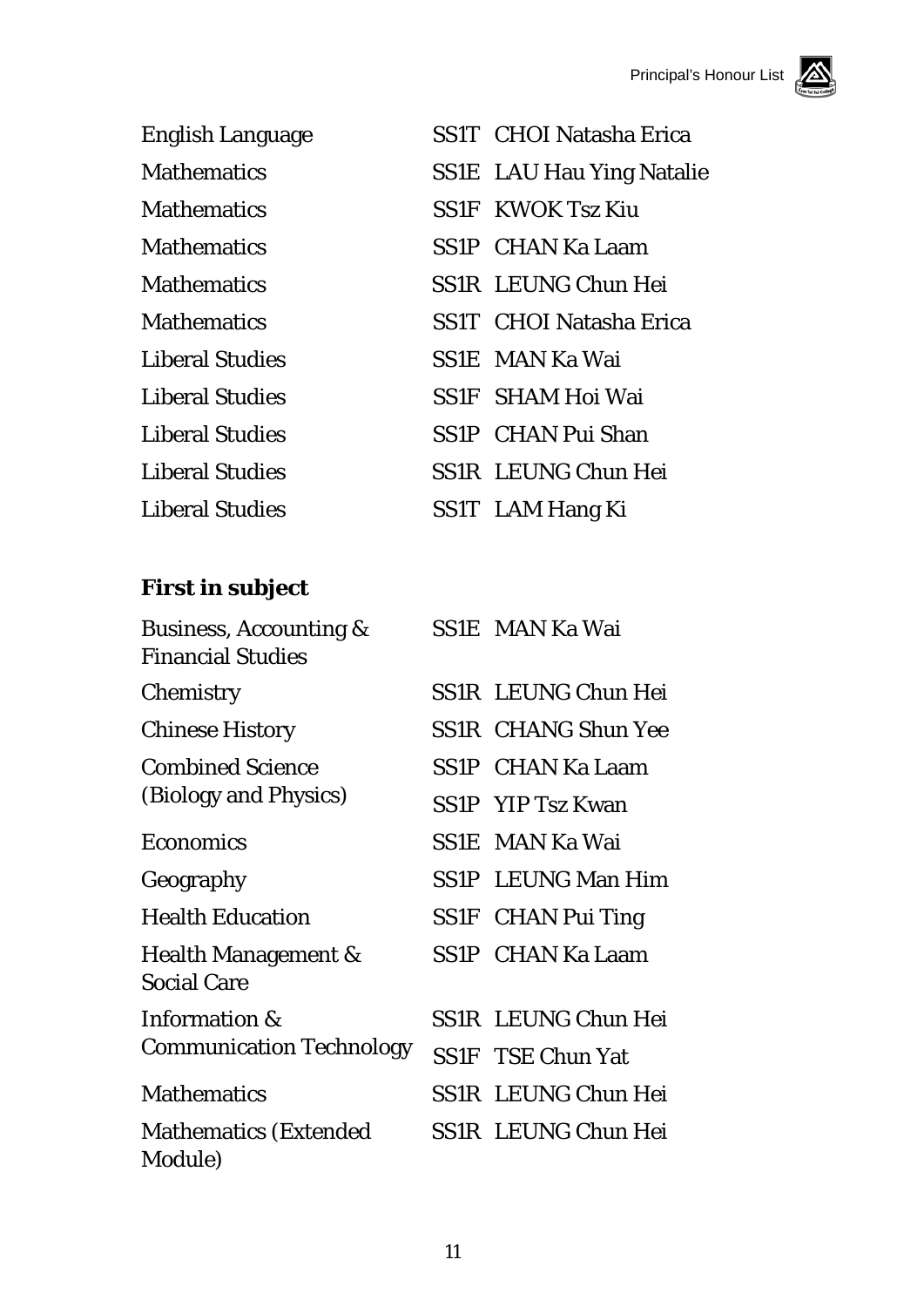| | | |
|---|---|---|
| English Language | SS1T | CHOI Natasha Erica |
| Mathematics | SS1E | LAU Hau Ying Natalie |
| Mathematics | SS1F | KWOK Tsz Kiu |
| Mathematics | SS1P | CHAN Ka Laam |
| Mathematics | SS1R | LEUNG Chun Hei |
| Mathematics | SS1T | CHOI Natasha Erica |
| Liberal Studies | SS1E | MAN Ka Wai |
| Liberal Studies | SS1F | SHAM Hoi Wai |
| Liberal Studies | SS1P | CHAN Pui Shan |
| Liberal Studies | SS1R | LEUNG Chun Hei |
| Liberal Studies | SS1T | LAM Hang Ki |

**First in subject**

| | | |
|---|---|---|
| Business, Accounting & Financial Studies | SS1E | MAN Ka Wai |
| Chemistry | SS1R | LEUNG Chun Hei |
| Chinese History | SS1R | CHANG Shun Yee |
| Combined Science (Biology and Physics) | SS1P | CHAN Ka Laam |
| | SS1P | YIP Tsz Kwan |
| Economics | SS1E | MAN Ka Wai |
| Geography | SS1P | LEUNG Man Him |
| Health Education | SS1F | CHAN Pui Ting |
| Health Management & Social Care | SS1P | CHAN Ka Laam |
| Information & Communication Technology | SS1R | LEUNG Chun Hei |
| | SS1F | TSE Chun Yat |
| Mathematics | SS1R | LEUNG Chun Hei |
| Mathematics (Extended Module) | SS1R | LEUNG Chun Hei |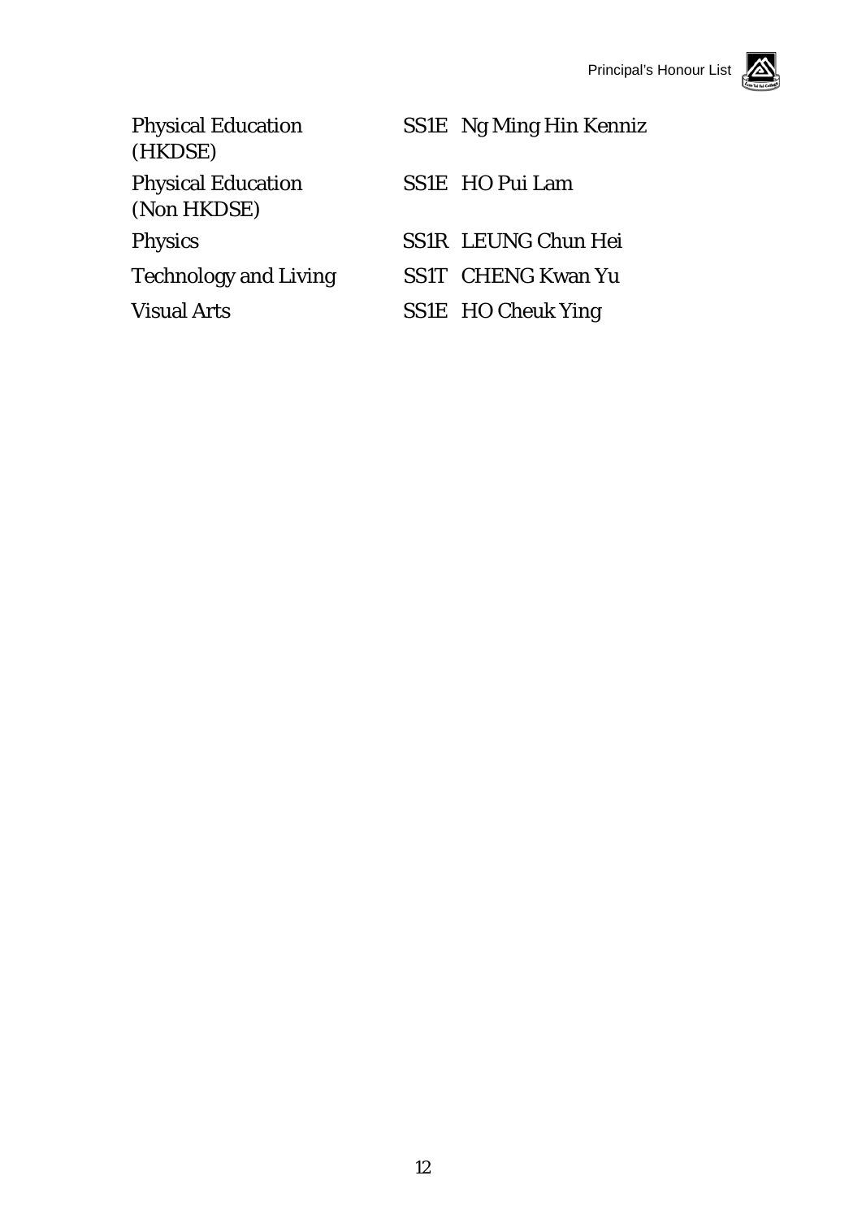| | | |
|---|---|---|
| Physical Education (HKDSE) | SS1E | Ng Ming Hin Kenniz |
| Physical Education (Non HKDSE) | SS1E | HO Pui Lam |
| Physics | SS1R | LEUNG Chun Hei |
| Technology and Living | SS1T | CHENG Kwan Yu |
| Visual Arts | SS1E | HO Cheuk Ying |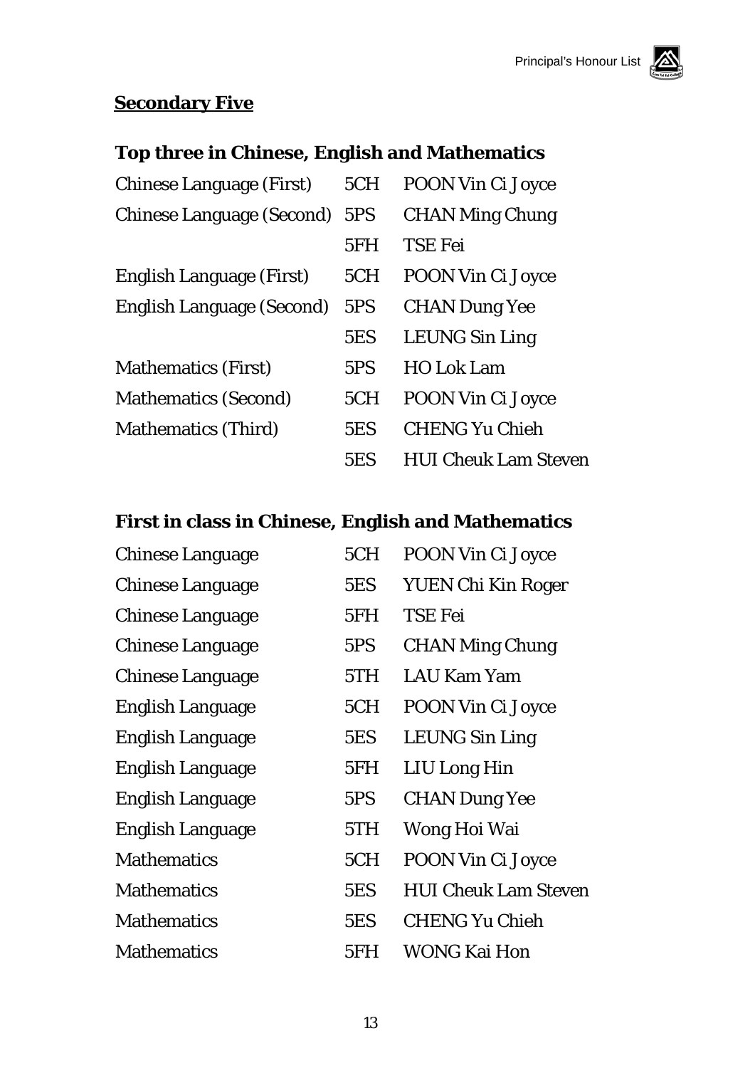## Secondary Five

### Top three in Chinese, English and Mathematics

| | | |
|---|---|---|
| Chinese Language (First) | 5CH | POON Vin Ci Joyce |
| Chinese Language (Second) | 5PS | CHAN Ming Chung |
| | 5FH | TSE Fei |
| English Language (First) | 5CH | POON Vin Ci Joyce |
| English Language (Second) | 5PS | CHAN Dung Yee |
| | 5ES | LEUNG Sin Ling |
| Mathematics (First) | 5PS | HO Lok Lam |
| Mathematics (Second) | 5CH | POON Vin Ci Joyce |
| Mathematics (Third) | 5ES | CHENG Yu Chieh |
| | 5ES | HUI Cheuk Lam Steven |

### First in class in Chinese, English and Mathematics

| | | |
|---|---|---|
| Chinese Language | 5CH | POON Vin Ci Joyce |
| Chinese Language | 5ES | YUEN Chi Kin Roger |
| Chinese Language | 5FH | TSE Fei |
| Chinese Language | 5PS | CHAN Ming Chung |
| Chinese Language | 5TH | LAU Kam Yam |
| English Language | 5CH | POON Vin Ci Joyce |
| English Language | 5ES | LEUNG Sin Ling |
| English Language | 5FH | LIU Long Hin |
| English Language | 5PS | CHAN Dung Yee |
| English Language | 5TH | Wong Hoi Wai |
| Mathematics | 5CH | POON Vin Ci Joyce |
| Mathematics | 5ES | HUI Cheuk Lam Steven |
| Mathematics | 5ES | CHENG Yu Chieh |
| Mathematics | 5FH | WONG Kai Hon |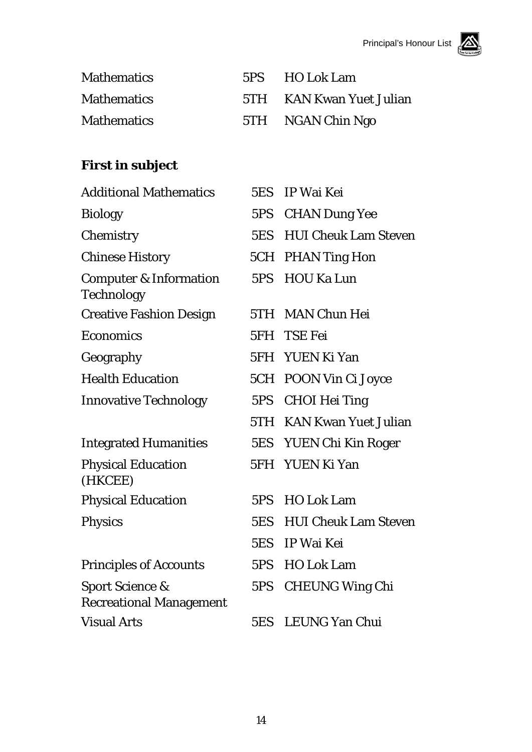| | | |
|---|---|---|
| Mathematics | 5PS | HO Lok Lam |
| Mathematics | 5TH | KAN Kwan Yuet Julian |
| Mathematics | 5TH | NGAN Chin Ngo |

**First in subject**

| | | |
|---|---|---|
| Additional Mathematics | 5ES | IP Wai Kei |
| Biology | 5PS | CHAN Dung Yee |
| Chemistry | 5ES | HUI Cheuk Lam Steven |
| Chinese History | 5CH | PHAN Ting Hon |
| Computer & Information Technology | 5PS | HOU Ka Lun |
| Creative Fashion Design | 5TH | MAN Chun Hei |
| Economics | 5FH | TSE Fei |
| Geography | 5FH | YUEN Ki Yan |
| Health Education | 5CH | POON Vin Ci Joyce |
| Innovative Technology | 5PS | CHOI Hei Ting |
| | 5TH | KAN Kwan Yuet Julian |
| Integrated Humanities | 5ES | YUEN Chi Kin Roger |
| Physical Education (HKCEE) | 5FH | YUEN Ki Yan |
| Physical Education | 5PS | HO Lok Lam |
| Physics | 5ES | HUI Cheuk Lam Steven |
| | 5ES | IP Wai Kei |
| Principles of Accounts | 5PS | HO Lok Lam |
| Sport Science & Recreational Management | 5PS | CHEUNG Wing Chi |
| Visual Arts | 5ES | LEUNG Yan Chui |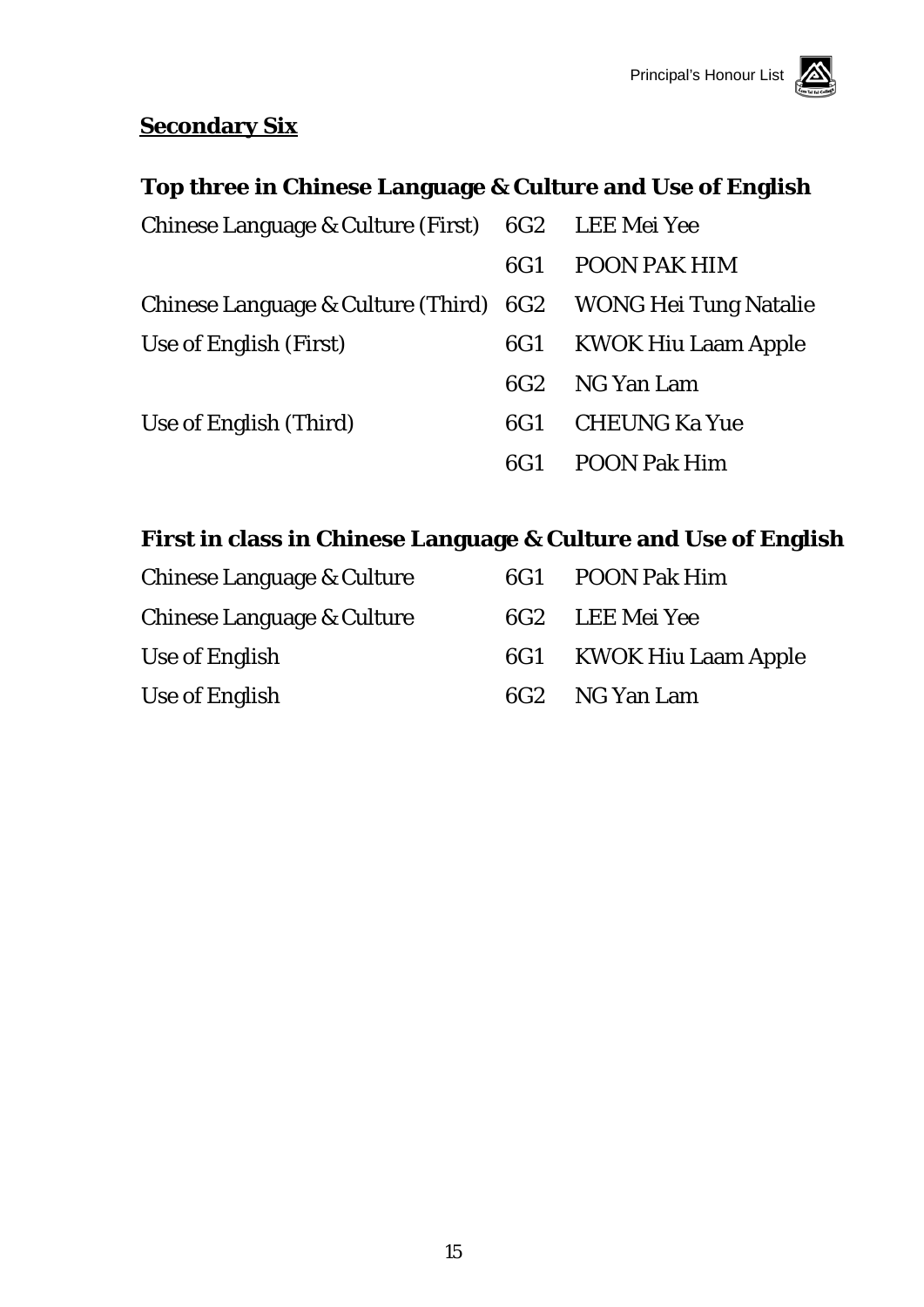**Secondary Six**

### Top three in Chinese Language & Culture and Use of English

| | | |
|---|---|---|
| Chinese Language & Culture (First) | 6G2 | LEE Mei Yee |
| | 6G1 | POON PAK HIM |
| Chinese Language & Culture (Third) | 6G2 | WONG Hei Tung Natalie |
| Use of English (First) | 6G1 | KWOK Hiu Laam Apple |
| | 6G2 | NG Yan Lam |
| Use of English (Third) | 6G1 | CHEUNG Ka Yue |
| | 6G1 | POON Pak Him |

### First in class in Chinese Language & Culture and Use of English

| | | |
|---|---|---|
| Chinese Language & Culture | 6G1 | POON Pak Him |
| Chinese Language & Culture | 6G2 | LEE Mei Yee |
| Use of English | 6G1 | KWOK Hiu Laam Apple |
| Use of English | 6G2 | NG Yan Lam |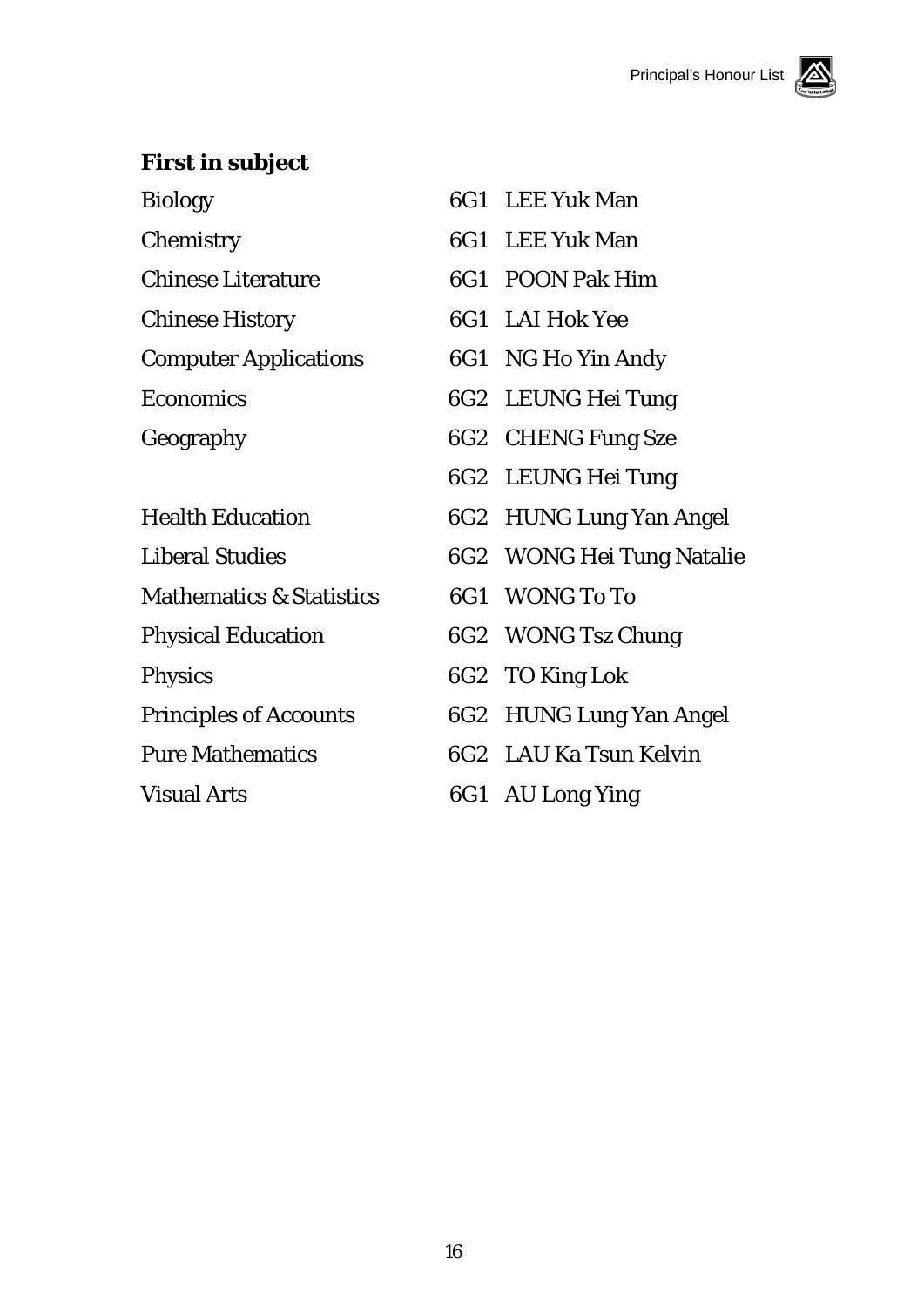**First in subject**

| Subject | Class | Name |
|---|---|---|
| Biology | 6G1 | LEE Yuk Man |
| Chemistry | 6G1 | LEE Yuk Man |
| Chinese Literature | 6G1 | POON Pak Him |
| Chinese History | 6G1 | LAI Hok Yee |
| Computer Applications | 6G1 | NG Ho Yin Andy |
| Economics | 6G2 | LEUNG Hei Tung |
| Geography | 6G2 | CHENG Fung Sze |
| | 6G2 | LEUNG Hei Tung |
| Health Education | 6G2 | HUNG Lung Yan Angel |
| Liberal Studies | 6G2 | WONG Hei Tung Natalie |
| Mathematics & Statistics | 6G1 | WONG To To |
| Physical Education | 6G2 | WONG Tsz Chung |
| Physics | 6G2 | TO King Lok |
| Principles of Accounts | 6G2 | HUNG Lung Yan Angel |
| Pure Mathematics | 6G2 | LAU Ka Tsun Kelvin |
| Visual Arts | 6G1 | AU Long Ying |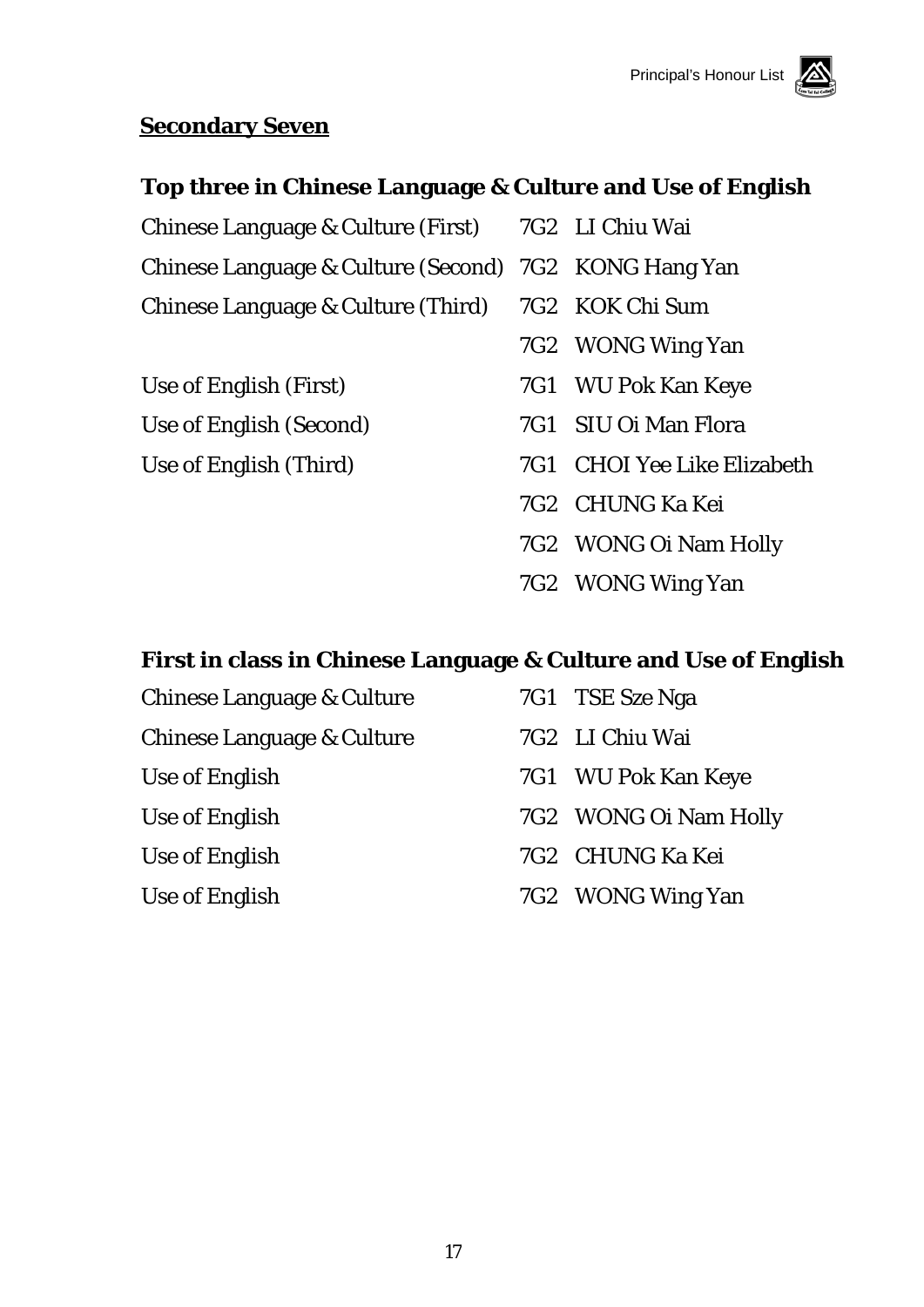## Secondary Seven

### Top three in Chinese Language & Culture and Use of English

| | | |
|---|---|---|
| Chinese Language & Culture (First) | 7G2 | LI Chiu Wai |
| Chinese Language & Culture (Second) | 7G2 | KONG Hang Yan |
| Chinese Language & Culture (Third) | 7G2 | KOK Chi Sum |
| | 7G2 | WONG Wing Yan |
| Use of English (First) | 7G1 | WU Pok Kan Keye |
| Use of English (Second) | 7G1 | SIU Oi Man Flora |
| Use of English (Third) | 7G1 | CHOI Yee Like Elizabeth |
| | 7G2 | CHUNG Ka Kei |
| | 7G2 | WONG Oi Nam Holly |
| | 7G2 | WONG Wing Yan |

### First in class in Chinese Language & Culture and Use of English

| | | |
|---|---|---|
| Chinese Language & Culture | 7G1 | TSE Sze Nga |
| Chinese Language & Culture | 7G2 | LI Chiu Wai |
| Use of English | 7G1 | WU Pok Kan Keye |
| Use of English | 7G2 | WONG Oi Nam Holly |
| Use of English | 7G2 | CHUNG Ka Kei |
| Use of English | 7G2 | WONG Wing Yan |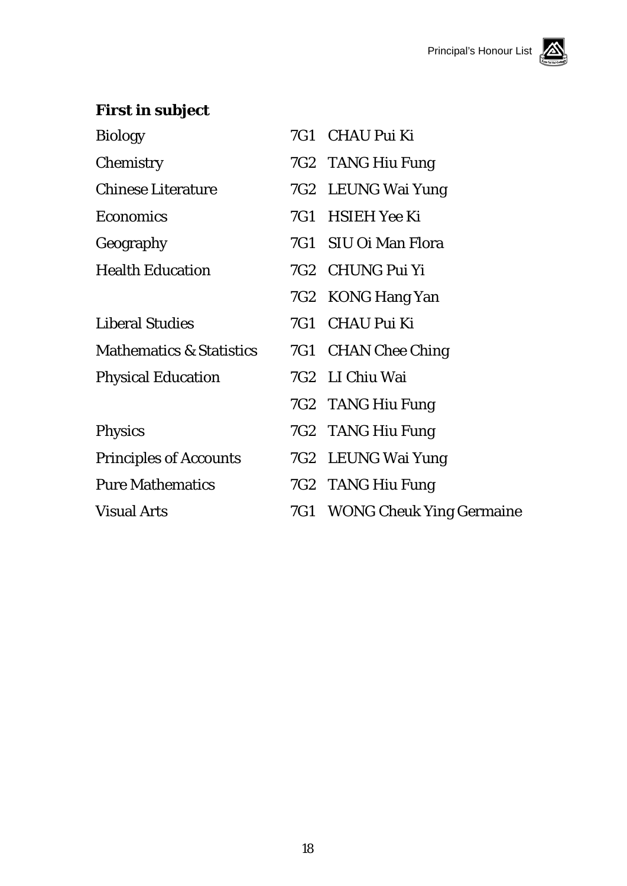**First in subject**

| | | |
|---|---|---|
| Biology | 7G1 | CHAU Pui Ki |
| Chemistry | 7G2 | TANG Hiu Fung |
| Chinese Literature | 7G2 | LEUNG Wai Yung |
| Economics | 7G1 | HSIEH Yee Ki |
| Geography | 7G1 | SIU Oi Man Flora |
| Health Education | 7G2 | CHUNG Pui Yi |
| | 7G2 | KONG Hang Yan |
| Liberal Studies | 7G1 | CHAU Pui Ki |
| Mathematics & Statistics | 7G1 | CHAN Chee Ching |
| Physical Education | 7G2 | LI Chiu Wai |
| | 7G2 | TANG Hiu Fung |
| Physics | 7G2 | TANG Hiu Fung |
| Principles of Accounts | 7G2 | LEUNG Wai Yung |
| Pure Mathematics | 7G2 | TANG Hiu Fung |
| Visual Arts | 7G1 | WONG Cheuk Ying Germaine |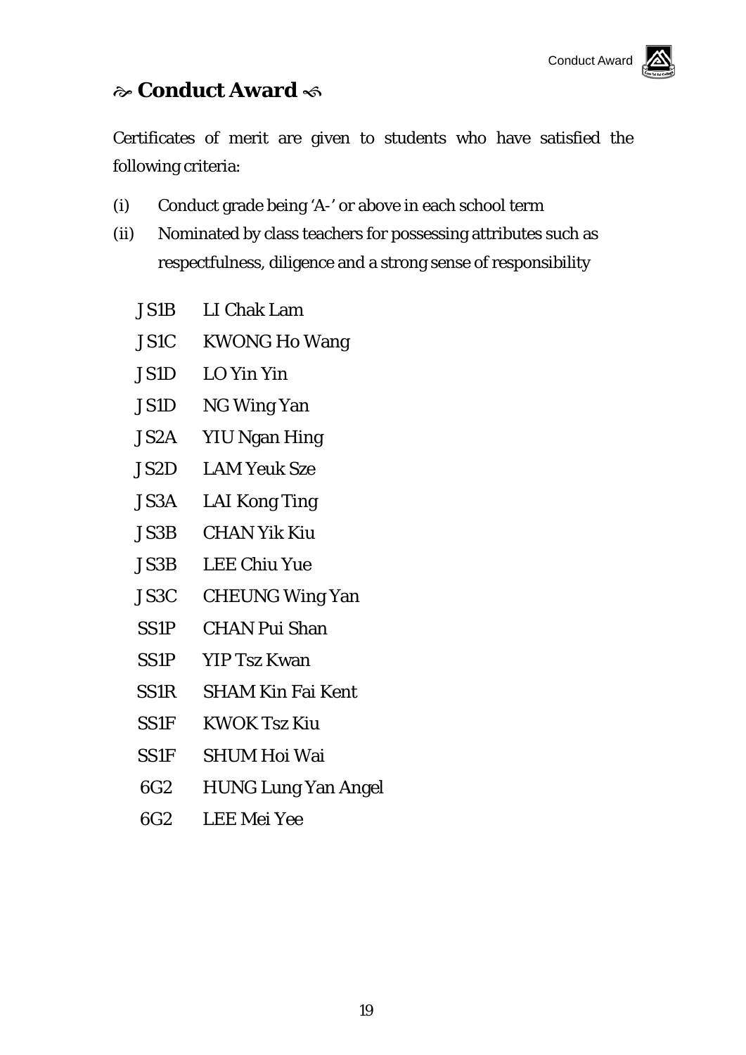# ☙ Conduct Award ❧

Certificates of merit are given to students who have satisfied the following criteria:

(i) Conduct grade being 'A-' or above in each school term

(ii) Nominated by class teachers for possessing attributes such as respectfulness, diligence and a strong sense of responsibility

| | |
|---|---|
| JS1B | LI Chak Lam |
| JS1C | KWONG Ho Wang |
| JS1D | LO Yin Yin |
| JS1D | NG Wing Yan |
| JS2A | YIU Ngan Hing |
| JS2D | LAM Yeuk Sze |
| JS3A | LAI Kong Ting |
| JS3B | CHAN Yik Kiu |
| JS3B | LEE Chiu Yue |
| JS3C | CHEUNG Wing Yan |
| SS1P | CHAN Pui Shan |
| SS1P | YIP Tsz Kwan |
| SS1R | SHAM Kin Fai Kent |
| SS1F | KWOK Tsz Kiu |
| SS1F | SHUM Hoi Wai |
| 6G2 | HUNG Lung Yan Angel |
| 6G2 | LEE Mei Yee |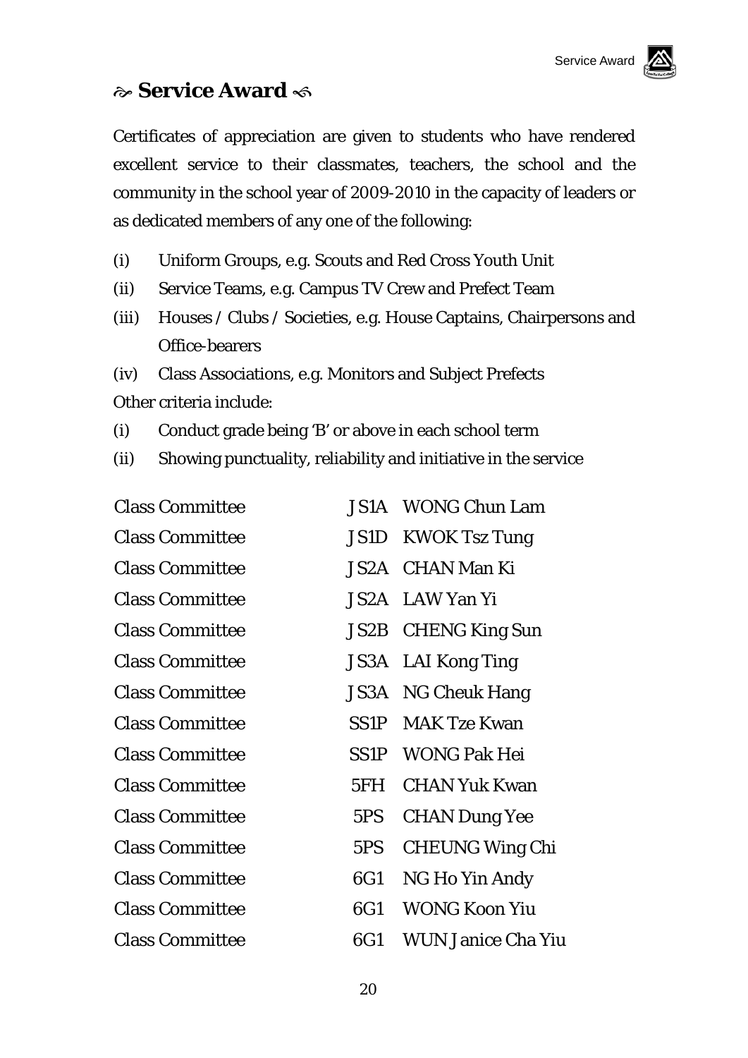# ☙ Service Award ❧

Certificates of appreciation are given to students who have rendered excellent service to their classmates, teachers, the school and the community in the school year of 2009-2010 in the capacity of leaders or as dedicated members of any one of the following:

(i) Uniform Groups, e.g. Scouts and Red Cross Youth Unit

(ii) Service Teams, e.g. Campus TV Crew and Prefect Team

(iii) Houses / Clubs / Societies, e.g. House Captains, Chairpersons and Office-bearers

(iv) Class Associations, e.g. Monitors and Subject Prefects

Other criteria include:

(i) Conduct grade being 'B' or above in each school term

(ii) Showing punctuality, reliability and initiative in the service

| | | |
|---|---|---|
| Class Committee | JS1A | WONG Chun Lam |
| Class Committee | JS1D | KWOK Tsz Tung |
| Class Committee | JS2A | CHAN Man Ki |
| Class Committee | JS2A | LAW Yan Yi |
| Class Committee | JS2B | CHENG King Sun |
| Class Committee | JS3A | LAI Kong Ting |
| Class Committee | JS3A | NG Cheuk Hang |
| Class Committee | SS1P | MAK Tze Kwan |
| Class Committee | SS1P | WONG Pak Hei |
| Class Committee | 5FH | CHAN Yuk Kwan |
| Class Committee | 5PS | CHAN Dung Yee |
| Class Committee | 5PS | CHEUNG Wing Chi |
| Class Committee | 6G1 | NG Ho Yin Andy |
| Class Committee | 6G1 | WONG Koon Yiu |
| Class Committee | 6G1 | WUN Janice Cha Yiu |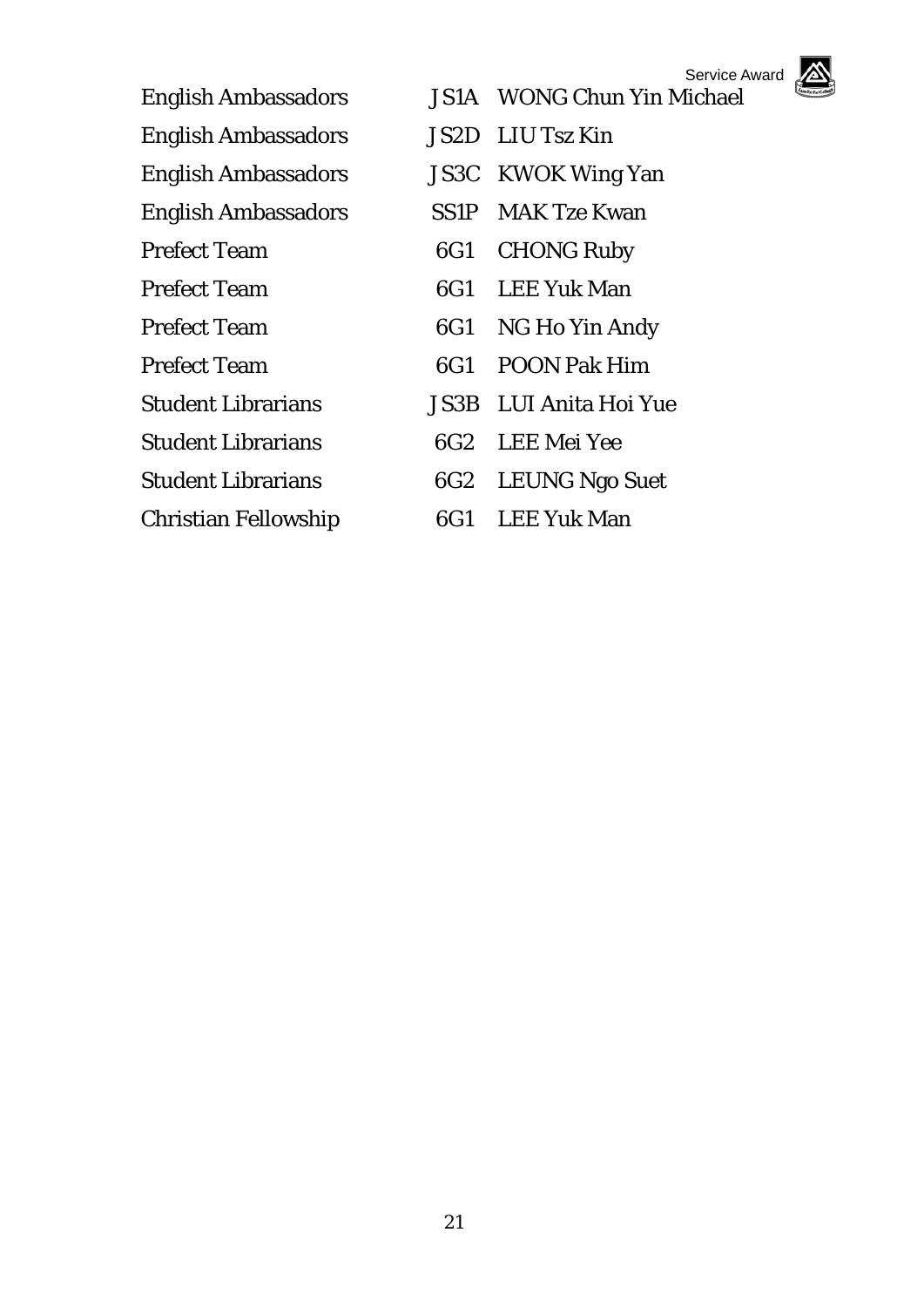| | | |
|---|---|---|
| English Ambassadors | JS1A | WONG Chun Yin Michael |
| English Ambassadors | JS2D | LIU Tsz Kin |
| English Ambassadors | JS3C | KWOK Wing Yan |
| English Ambassadors | SS1P | MAK Tze Kwan |
| Prefect Team | 6G1 | CHONG Ruby |
| Prefect Team | 6G1 | LEE Yuk Man |
| Prefect Team | 6G1 | NG Ho Yin Andy |
| Prefect Team | 6G1 | POON Pak Him |
| Student Librarians | JS3B | LUI Anita Hoi Yue |
| Student Librarians | 6G2 | LEE Mei Yee |
| Student Librarians | 6G2 | LEUNG Ngo Suet |
| Christian Fellowship | 6G1 | LEE Yuk Man |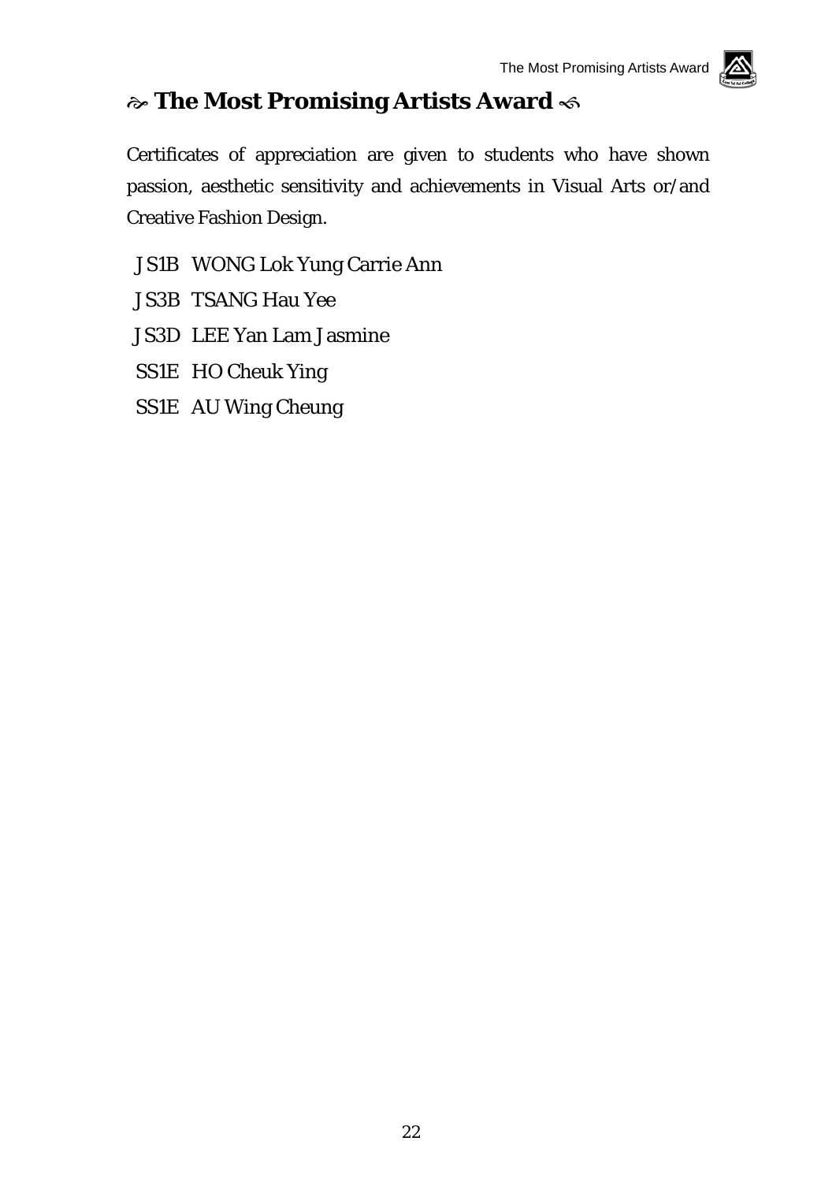# ➾ The Most Promising Artists Award ➾

Certificates of appreciation are given to students who have shown passion, aesthetic sensitivity and achievements in Visual Arts or/and Creative Fashion Design.

JS1B WONG Lok Yung Carrie Ann

JS3B TSANG Hau Yee

JS3D LEE Yan Lam Jasmine

SS1E HO Cheuk Ying

SS1E AU Wing Cheung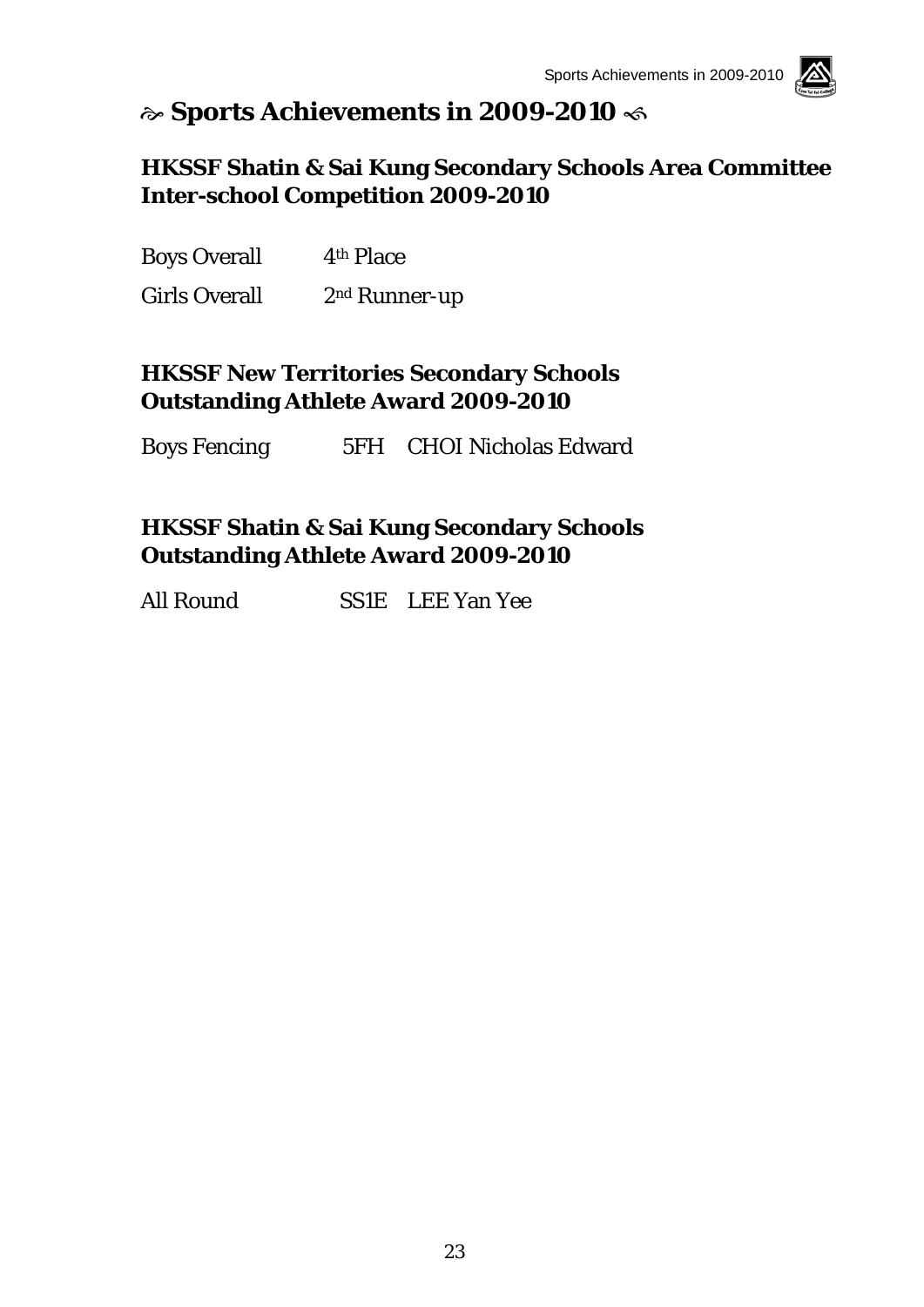# ☙ Sports Achievements in 2009-2010 ❧

## HKSSF Shatin & Sai Kung Secondary Schools Area Committee Inter-school Competition 2009-2010

| | |
|---|---|
| Boys Overall | 4th Place |
| Girls Overall | 2nd Runner-up |

## HKSSF New Territories Secondary Schools Outstanding Athlete Award 2009-2010

| | | |
|---|---|---|
| Boys Fencing | 5FH | CHOI Nicholas Edward |

## HKSSF Shatin & Sai Kung Secondary Schools Outstanding Athlete Award 2009-2010

| | | |
|---|---|---|
| All Round | SS1E | LEE Yan Yee |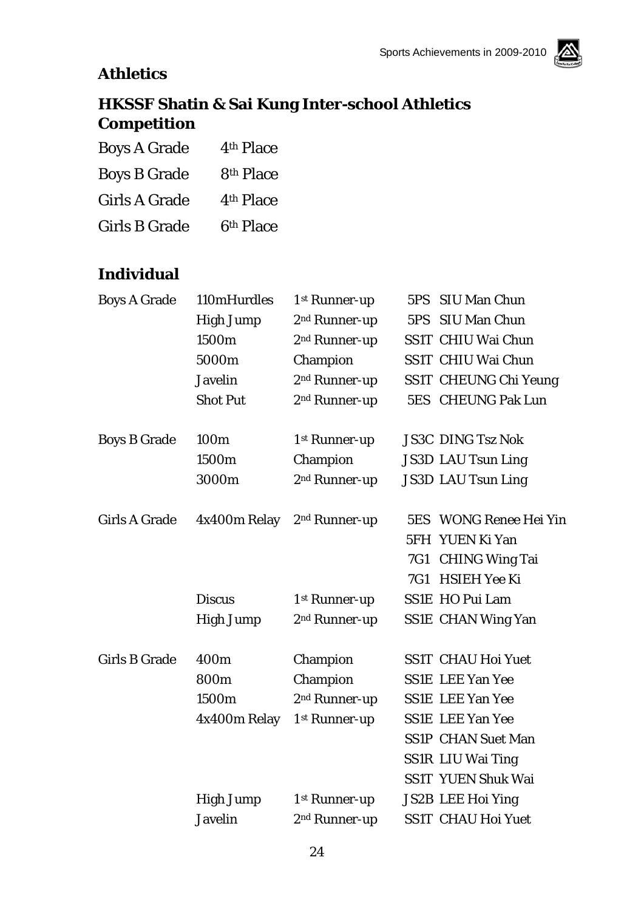## Athletics

## HKSSF Shatin & Sai Kung Inter-school Athletics Competition

| | |
|---|---|
| Boys A Grade | 4th Place |
| Boys B Grade | 8th Place |
| Girls A Grade | 4th Place |
| Girls B Grade | 6th Place |

## Individual

| | | | | |
|---|---|---|---|---|
| Boys A Grade | 110mHurdles | 1st Runner-up | 5PS | SIU Man Chun |
| | High Jump | 2nd Runner-up | 5PS | SIU Man Chun |
| | 1500m | 2nd Runner-up | SS1T | CHIU Wai Chun |
| | 5000m | Champion | SS1T | CHIU Wai Chun |
| | Javelin | 2nd Runner-up | SS1T | CHEUNG Chi Yeung |
| | Shot Put | 2nd Runner-up | 5ES | CHEUNG Pak Lun |
| Boys B Grade | 100m | 1st Runner-up | JS3C | DING Tsz Nok |
| | 1500m | Champion | JS3D | LAU Tsun Ling |
| | 3000m | 2nd Runner-up | JS3D | LAU Tsun Ling |
| Girls A Grade | 4x400m Relay | 2nd Runner-up | 5ES | WONG Renee Hei Yin |
| | | | 5FH | YUEN Ki Yan |
| | | | 7G1 | CHING Wing Tai |
| | | | 7G1 | HSIEH Yee Ki |
| | Discus | 1st Runner-up | SS1E | HO Pui Lam |
| | High Jump | 2nd Runner-up | SS1E | CHAN Wing Yan |
| Girls B Grade | 400m | Champion | SS1T | CHAU Hoi Yuet |
| | 800m | Champion | SS1E | LEE Yan Yee |
| | 1500m | 2nd Runner-up | SS1E | LEE Yan Yee |
| | 4x400m Relay | 1st Runner-up | SS1E | LEE Yan Yee |
| | | | SS1P | CHAN Suet Man |
| | | | SS1R | LIU Wai Ting |
| | | | SS1T | YUEN Shuk Wai |
| | High Jump | 1st Runner-up | JS2B | LEE Hoi Ying |
| | Javelin | 2nd Runner-up | SS1T | CHAU Hoi Yuet |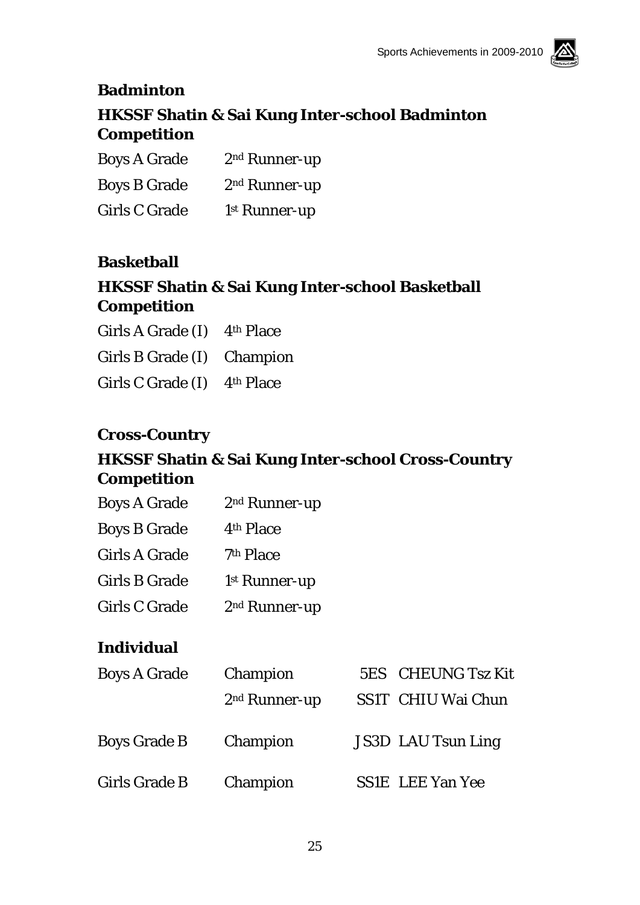## Badminton

### HKSSF Shatin & Sai Kung Inter-school Badminton Competition

| | |
|---|---|
| Boys A Grade | 2nd Runner-up |
| Boys B Grade | 2nd Runner-up |
| Girls C Grade | 1st Runner-up |

## Basketball

### HKSSF Shatin & Sai Kung Inter-school Basketball Competition

| | |
|---|---|
| Girls A Grade (I) | 4th Place |
| Girls B Grade (I) | Champion |
| Girls C Grade (I) | 4th Place |

## Cross-Country

### HKSSF Shatin & Sai Kung Inter-school Cross-Country Competition

| | |
|---|---|
| Boys A Grade | 2nd Runner-up |
| Boys B Grade | 4th Place |
| Girls A Grade | 7th Place |
| Girls B Grade | 1st Runner-up |
| Girls C Grade | 2nd Runner-up |

### Individual

| | | | |
|---|---|---|---|
| Boys A Grade | Champion | 5ES | CHEUNG Tsz Kit |
| | 2nd Runner-up | SS1T | CHIU Wai Chun |
| Boys Grade B | Champion | JS3D | LAU Tsun Ling |
| Girls Grade B | Champion | SS1E | LEE Yan Yee |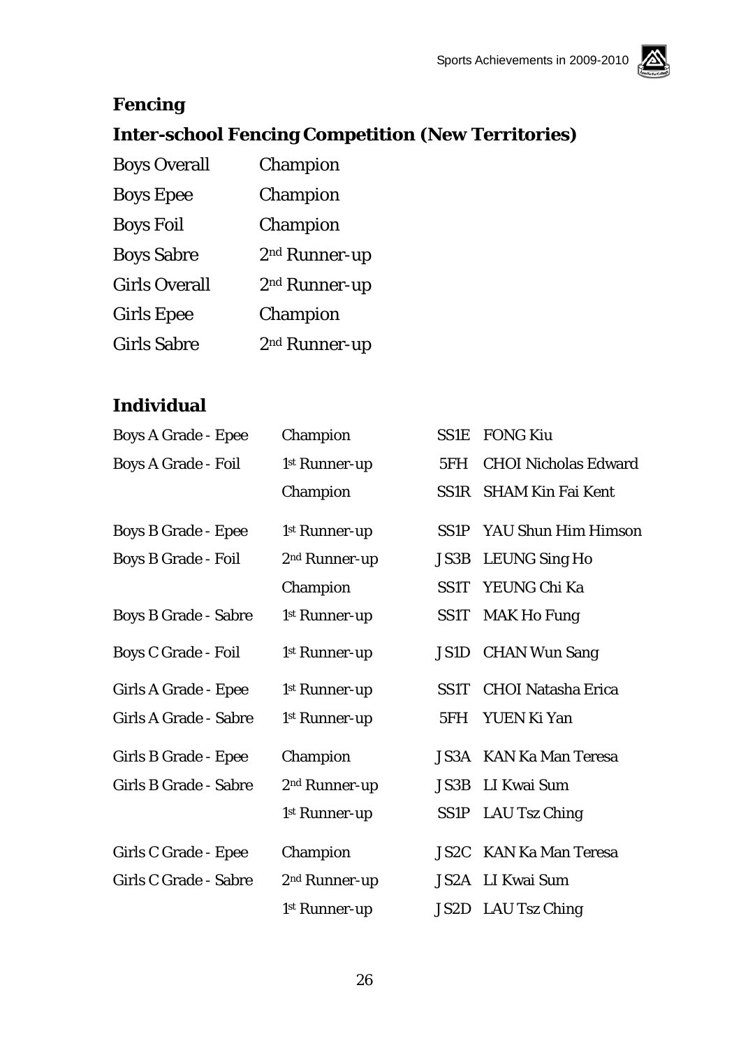## Fencing

### Inter-school Fencing Competition (New Territories)

| | |
|---|---|
| Boys Overall | Champion |
| Boys Epee | Champion |
| Boys Foil | Champion |
| Boys Sabre | 2nd Runner-up |
| Girls Overall | 2nd Runner-up |
| Girls Epee | Champion |
| Girls Sabre | 2nd Runner-up |

### Individual

| | | | |
|---|---|---|---|
| Boys A Grade - Epee | Champion | SS1E | FONG Kiu |
| Boys A Grade - Foil | 1st Runner-up | 5FH | CHOI Nicholas Edward |
| | Champion | SS1R | SHAM Kin Fai Kent |
| Boys B Grade - Epee | 1st Runner-up | SS1P | YAU Shun Him Himson |
| Boys B Grade - Foil | 2nd Runner-up | JS3B | LEUNG Sing Ho |
| | Champion | SS1T | YEUNG Chi Ka |
| Boys B Grade - Sabre | 1st Runner-up | SS1T | MAK Ho Fung |
| Boys C Grade - Foil | 1st Runner-up | JS1D | CHAN Wun Sang |
| Girls A Grade - Epee | 1st Runner-up | SS1T | CHOI Natasha Erica |
| Girls A Grade - Sabre | 1st Runner-up | 5FH | YUEN Ki Yan |
| Girls B Grade - Epee | Champion | JS3A | KAN Ka Man Teresa |
| Girls B Grade - Sabre | 2nd Runner-up | JS3B | LI Kwai Sum |
| | 1st Runner-up | SS1P | LAU Tsz Ching |
| Girls C Grade - Epee | Champion | JS2C | KAN Ka Man Teresa |
| Girls C Grade - Sabre | 2nd Runner-up | JS2A | LI Kwai Sum |
| | 1st Runner-up | JS2D | LAU Tsz Ching |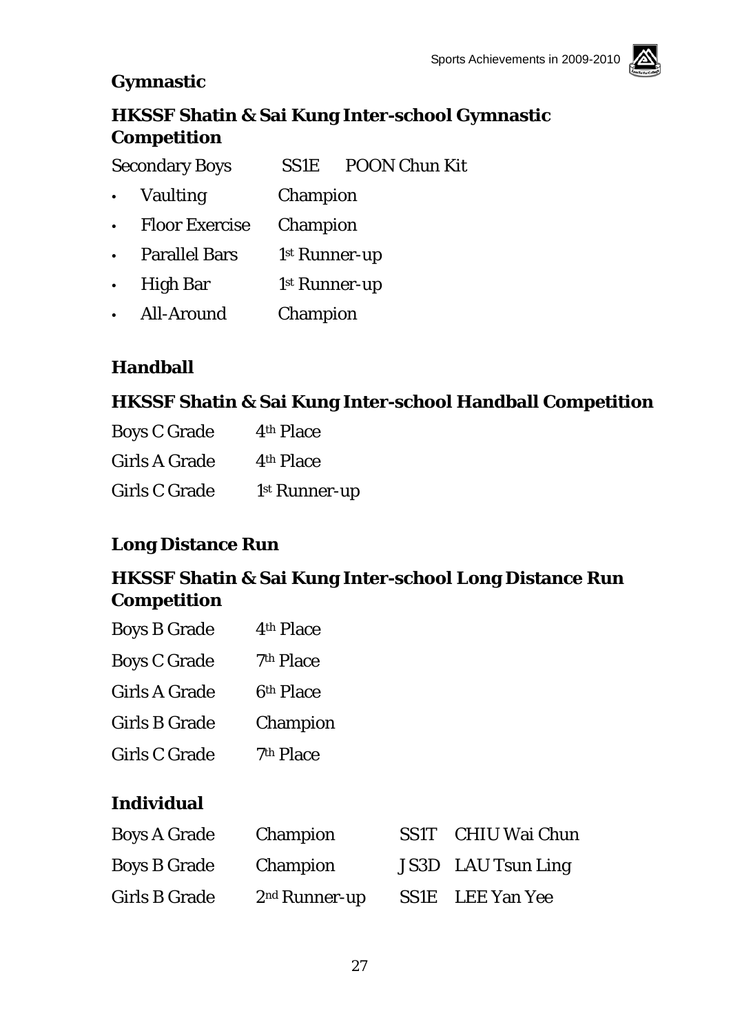## Gymnastic

### HKSSF Shatin & Sai Kung Inter-school Gymnastic Competition

Secondary Boys SS1E POON Chun Kit

- Vaulting Champion
- Floor Exercise Champion
- Parallel Bars 1st Runner-up
- High Bar 1st Runner-up
- All-Around Champion

## Handball

### HKSSF Shatin & Sai Kung Inter-school Handball Competition

| | |
|---|---|
| Boys C Grade | 4th Place |
| Girls A Grade | 4th Place |
| Girls C Grade | 1st Runner-up |

## Long Distance Run

### HKSSF Shatin & Sai Kung Inter-school Long Distance Run Competition

| | |
|---|---|
| Boys B Grade | 4th Place |
| Boys C Grade | 7th Place |
| Girls A Grade | 6th Place |
| Girls B Grade | Champion |
| Girls C Grade | 7th Place |

### Individual

| | | | |
|---|---|---|---|
| Boys A Grade | Champion | SS1T | CHIU Wai Chun |
| Boys B Grade | Champion | JS3D | LAU Tsun Ling |
| Girls B Grade | 2nd Runner-up | SS1E | LEE Yan Yee |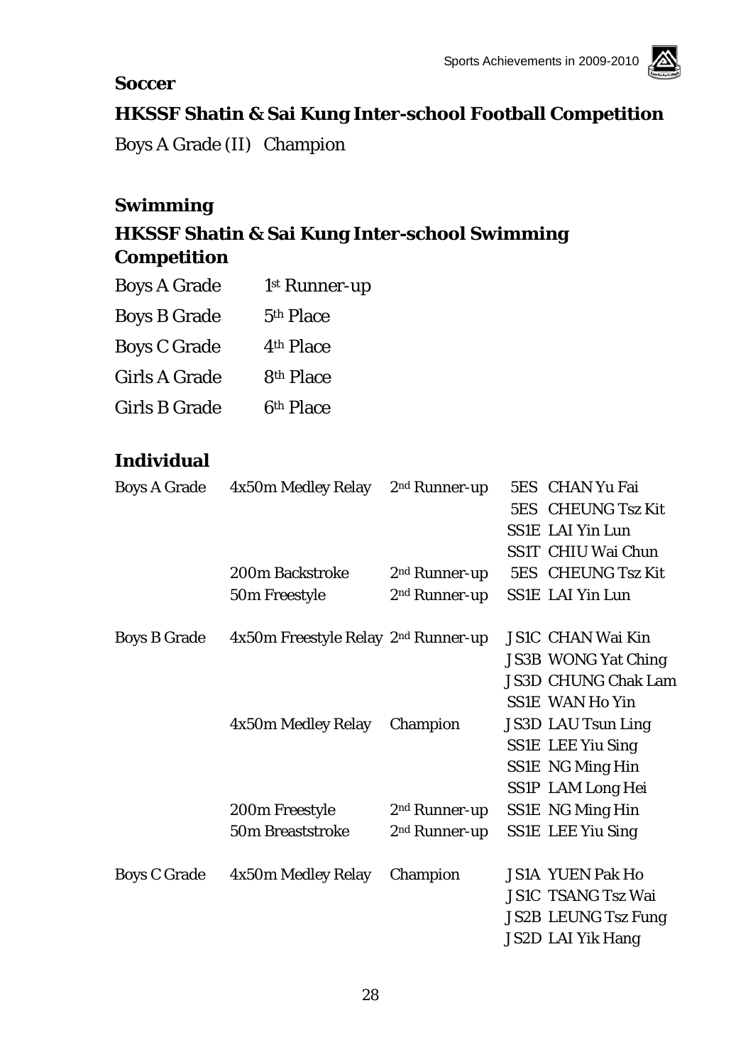## Soccer

### HKSSF Shatin & Sai Kung Inter-school Football Competition

Boys A Grade (II) Champion

## Swimming

### HKSSF Shatin & Sai Kung Inter-school Swimming Competition

| | |
|---|---|
| Boys A Grade | 1st Runner-up |
| Boys B Grade | 5th Place |
| Boys C Grade | 4th Place |
| Girls A Grade | 8th Place |
| Girls B Grade | 6th Place |

### Individual

| | | | |
|---|---|---|---|
| Boys A Grade | 4x50m Medley Relay | 2nd Runner-up | 5ES CHAN Yu Fai |
| | | | 5ES CHEUNG Tsz Kit |
| | | | SS1E LAI Yin Lun |
| | | | SS1T CHIU Wai Chun |
| | 200m Backstroke | 2nd Runner-up | 5ES CHEUNG Tsz Kit |
| | 50m Freestyle | 2nd Runner-up | SS1E LAI Yin Lun |
| Boys B Grade | 4x50m Freestyle Relay | 2nd Runner-up | JS1C CHAN Wai Kin |
| | | | JS3B WONG Yat Ching |
| | | | JS3D CHUNG Chak Lam |
| | | | SS1E WAN Ho Yin |
| | 4x50m Medley Relay | Champion | JS3D LAU Tsun Ling |
| | | | SS1E LEE Yiu Sing |
| | | | SS1E NG Ming Hin |
| | | | SS1P LAM Long Hei |
| | 200m Freestyle | 2nd Runner-up | SS1E NG Ming Hin |
| | 50m Breaststroke | 2nd Runner-up | SS1E LEE Yiu Sing |
| Boys C Grade | 4x50m Medley Relay | Champion | JS1A YUEN Pak Ho |
| | | | JS1C TSANG Tsz Wai |
| | | | JS2B LEUNG Tsz Fung |
| | | | JS2D LAI Yik Hang |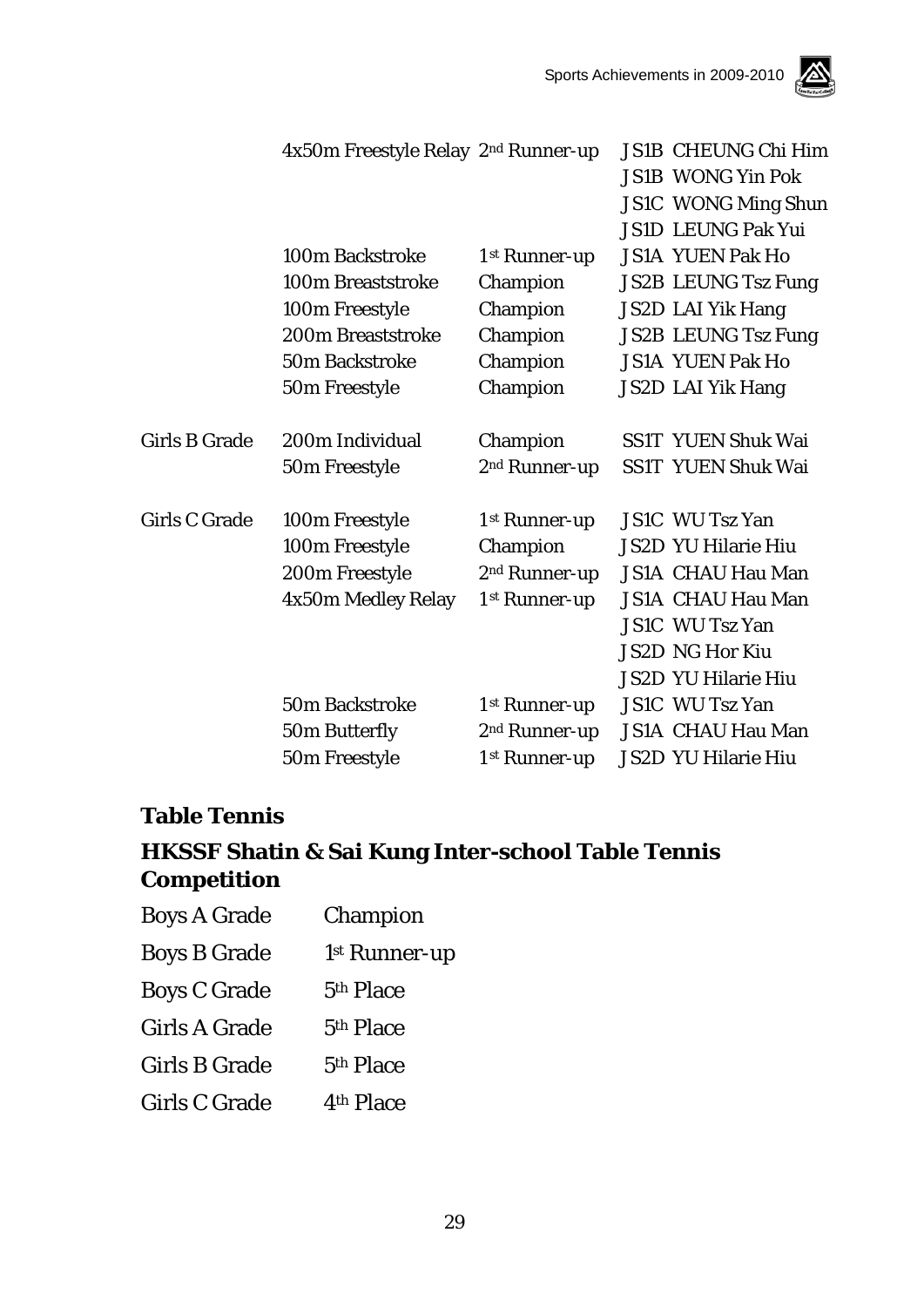| | | | |
|---|---|---|---|
| | 4x50m Freestyle Relay | 2nd Runner-up | JS1B CHEUNG Chi Him |
| | | | JS1B WONG Yin Pok |
| | | | JS1C WONG Ming Shun |
| | | | JS1D LEUNG Pak Yui |
| | 100m Backstroke | 1st Runner-up | JS1A YUEN Pak Ho |
| | 100m Breaststroke | Champion | JS2B LEUNG Tsz Fung |
| | 100m Freestyle | Champion | JS2D LAI Yik Hang |
| | 200m Breaststroke | Champion | JS2B LEUNG Tsz Fung |
| | 50m Backstroke | Champion | JS1A YUEN Pak Ho |
| | 50m Freestyle | Champion | JS2D LAI Yik Hang |
| Girls B Grade | 200m Individual | Champion | SS1T YUEN Shuk Wai |
| | 50m Freestyle | 2nd Runner-up | SS1T YUEN Shuk Wai |
| Girls C Grade | 100m Freestyle | 1st Runner-up | JS1C WU Tsz Yan |
| | 100m Freestyle | Champion | JS2D YU Hilarie Hiu |
| | 200m Freestyle | 2nd Runner-up | JS1A CHAU Hau Man |
| | 4x50m Medley Relay | 1st Runner-up | JS1A CHAU Hau Man |
| | | | JS1C WU Tsz Yan |
| | | | JS2D NG Hor Kiu |
| | | | JS2D YU Hilarie Hiu |
| | 50m Backstroke | 1st Runner-up | JS1C WU Tsz Yan |
| | 50m Butterfly | 2nd Runner-up | JS1A CHAU Hau Man |
| | 50m Freestyle | 1st Runner-up | JS2D YU Hilarie Hiu |

## Table Tennis

### HKSSF Shatin & Sai Kung Inter-school Table Tennis Competition

| | |
|---|---|
| Boys A Grade | Champion |
| Boys B Grade | 1st Runner-up |
| Boys C Grade | 5th Place |
| Girls A Grade | 5th Place |
| Girls B Grade | 5th Place |
| Girls C Grade | 4th Place |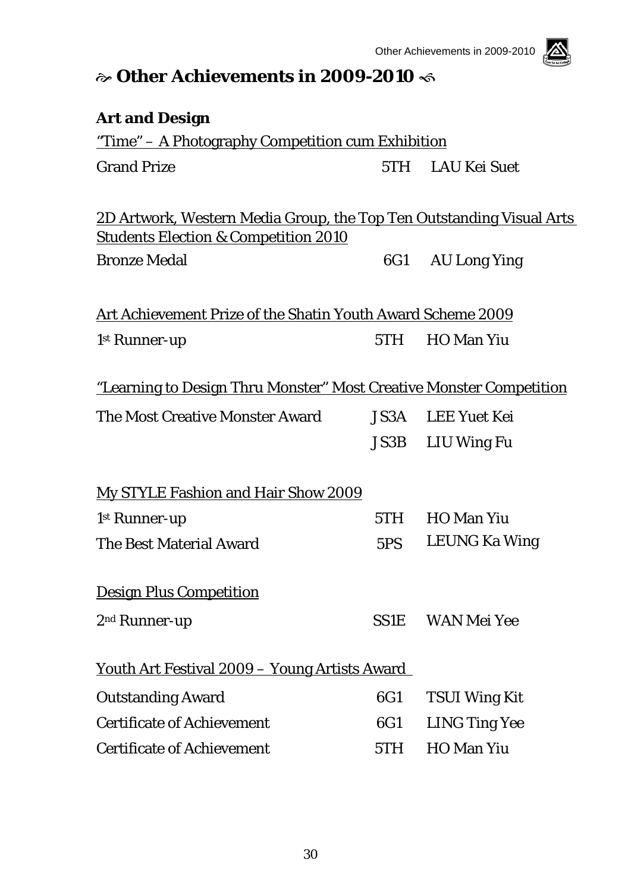# ~ Other Achievements in 2009-2010 ~

## Art and Design

"Time" – A Photography Competition cum Exhibition

| | | |
|---|---|---|
| Grand Prize | 5TH | LAU Kei Suet |

2D Artwork, Western Media Group, the Top Ten Outstanding Visual Arts Students Election & Competition 2010

| | | |
|---|---|---|
| Bronze Medal | 6G1 | AU Long Ying |

Art Achievement Prize of the Shatin Youth Award Scheme 2009

| | | |
|---|---|---|
| 1st Runner-up | 5TH | HO Man Yiu |

"Learning to Design Thru Monster" Most Creative Monster Competition

| | | |
|---|---|---|
| The Most Creative Monster Award | JS3A | LEE Yuet Kei |
| | JS3B | LIU Wing Fu |

My STYLE Fashion and Hair Show 2009

| | | |
|---|---|---|
| 1st Runner-up | 5TH | HO Man Yiu |
| The Best Material Award | 5PS | LEUNG Ka Wing |

Design Plus Competition

| | | |
|---|---|---|
| 2nd Runner-up | SS1E | WAN Mei Yee |

Youth Art Festival 2009 – Young Artists Award

| | | |
|---|---|---|
| Outstanding Award | 6G1 | TSUI Wing Kit |
| Certificate of Achievement | 6G1 | LING Ting Yee |
| Certificate of Achievement | 5TH | HO Man Yiu |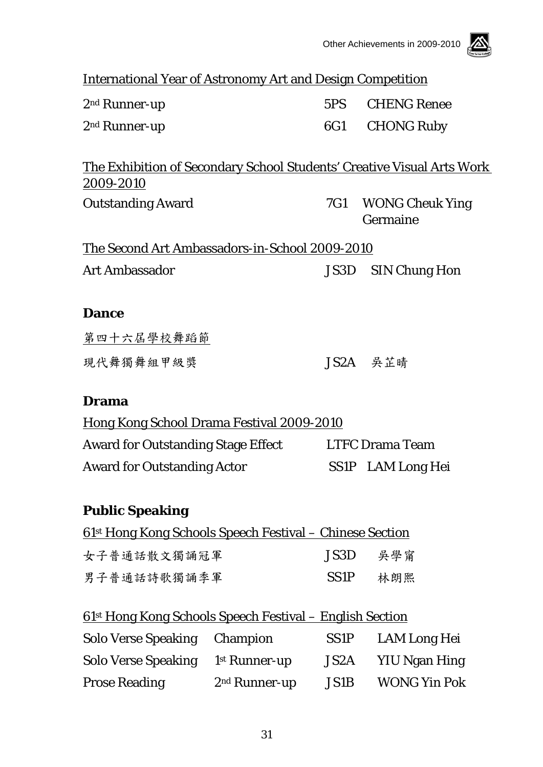International Year of Astronomy Art and Design Competition

| | | |
|---|---|---|
| 2nd Runner-up | 5PS | CHENG Renee |
| 2nd Runner-up | 6G1 | CHONG Ruby |

The Exhibition of Secondary School Students' Creative Visual Arts Work 2009-2010

| | | |
|---|---|---|
| Outstanding Award | 7G1 | WONG Cheuk Ying Germaine |

The Second Art Ambassadors-in-School 2009-2010

| | | |
|---|---|---|
| Art Ambassador | JS3D | SIN Chung Hon |

**Dance**

第四十六屆學校舞蹈節

| | | |
|---|---|---|
| 現代舞獨舞組甲級獎 | JS2A | 吳芷晴 |

**Drama**

Hong Kong School Drama Festival 2009-2010

| | | |
|---|---|---|
| Award for Outstanding Stage Effect | LTFC Drama Team | |
| Award for Outstanding Actor | SS1P | LAM Long Hei |

**Public Speaking**

61st Hong Kong Schools Speech Festival – Chinese Section

| | | |
|---|---|---|
| 女子普通話散文獨誦冠軍 | JS3D | 吳學甯 |
| 男子普通話詩歌獨誦季軍 | SS1P | 林朗熙 |

61st Hong Kong Schools Speech Festival – English Section

| | | | |
|---|---|---|---|
| Solo Verse Speaking | Champion | SS1P | LAM Long Hei |
| Solo Verse Speaking | 1st Runner-up | JS2A | YIU Ngan Hing |
| Prose Reading | 2nd Runner-up | JS1B | WONG Yin Pok |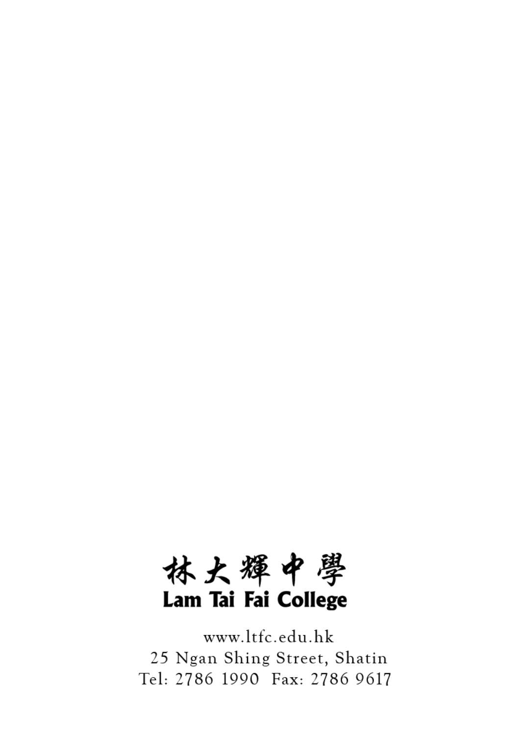林大輝中學

**Lam Tai Fai College**

www.ltfc.edu.hk

25 Ngan Shing Street, Shatin

Tel: 2786 1990 Fax: 2786 9617